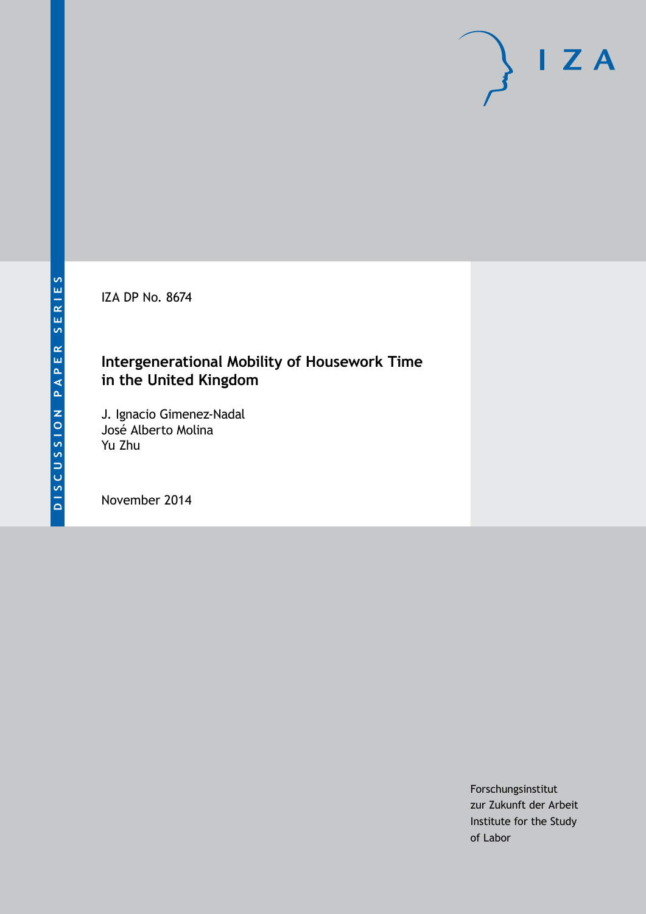DISCUSSION PAPER SERIES

IZA DP No. 8674

# Intergenerational Mobility of Housework Time in the United Kingdom

J. Ignacio Gimenez-Nadal
José Alberto Molina
Yu Zhu

November 2014

Forschungsinstitut
zur Zukunft der Arbeit
Institute for the Study
of Labor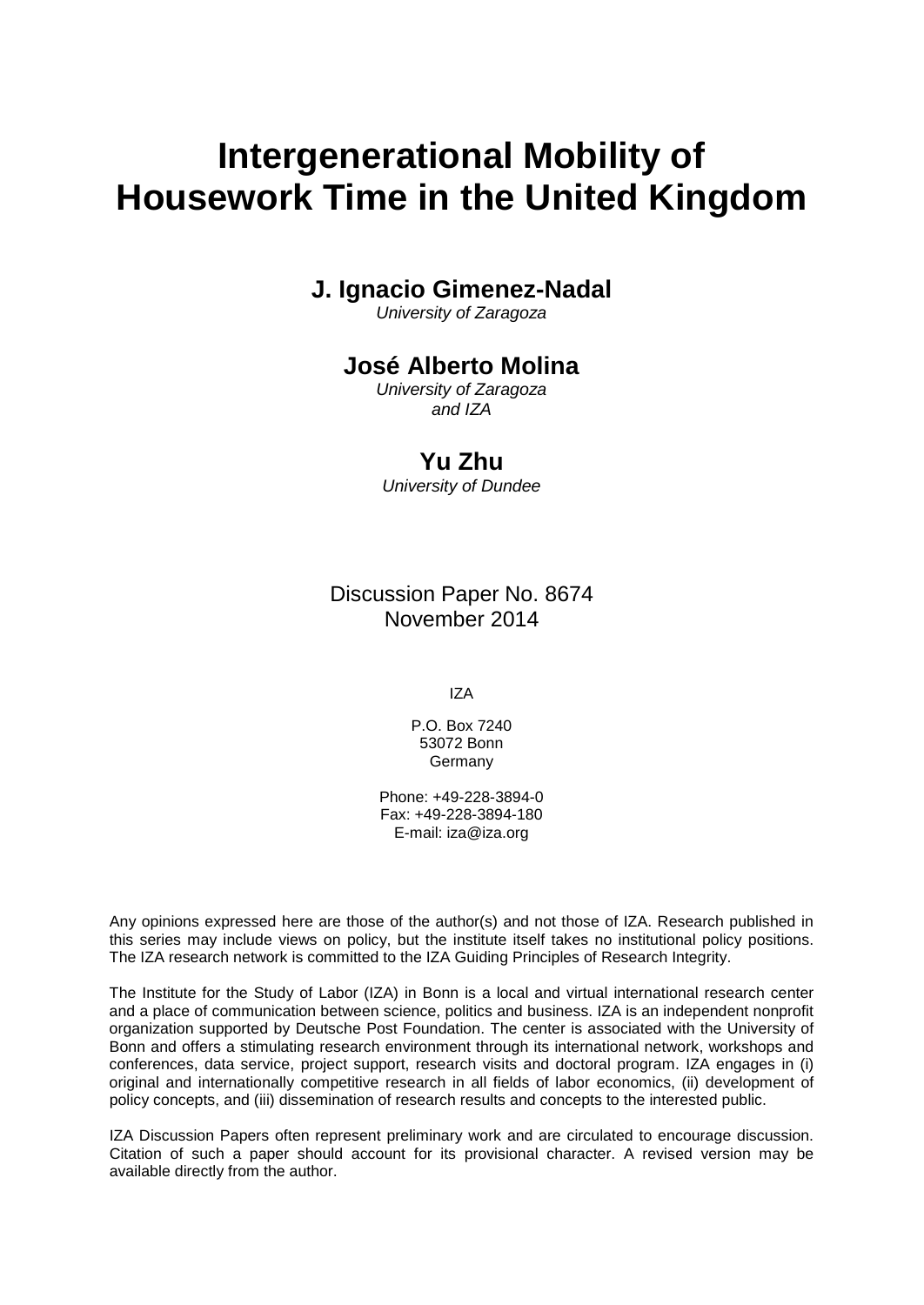# Intergenerational Mobility of Housework Time in the United Kingdom

**J. Ignacio Gimenez-Nadal**
*University of Zaragoza*

**José Alberto Molina**
*University of Zaragoza and IZA*

**Yu Zhu**
*University of Dundee*

Discussion Paper No. 8674
November 2014

IZA

P.O. Box 7240
53072 Bonn
Germany

Phone: +49-228-3894-0
Fax: +49-228-3894-180
E-mail: iza@iza.org

Any opinions expressed here are those of the author(s) and not those of IZA. Research published in this series may include views on policy, but the institute itself takes no institutional policy positions. The IZA research network is committed to the IZA Guiding Principles of Research Integrity.

The Institute for the Study of Labor (IZA) in Bonn is a local and virtual international research center and a place of communication between science, politics and business. IZA is an independent nonprofit organization supported by Deutsche Post Foundation. The center is associated with the University of Bonn and offers a stimulating research environment through its international network, workshops and conferences, data service, project support, research visits and doctoral program. IZA engages in (i) original and internationally competitive research in all fields of labor economics, (ii) development of policy concepts, and (iii) dissemination of research results and concepts to the interested public.

IZA Discussion Papers often represent preliminary work and are circulated to encourage discussion. Citation of such a paper should account for its provisional character. A revised version may be available directly from the author.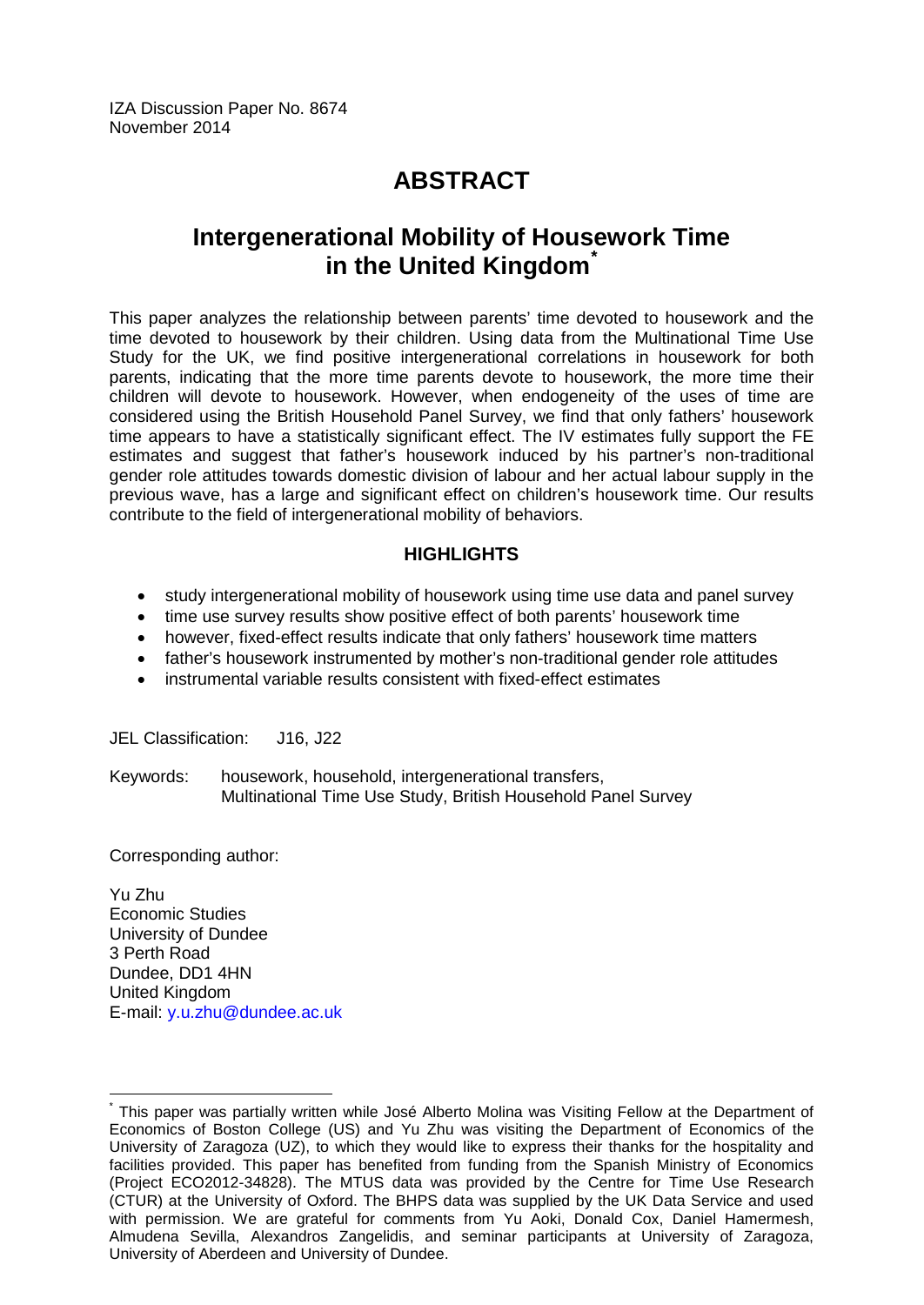IZA Discussion Paper No. 8674
November 2014

# ABSTRACT

## Intergenerational Mobility of Housework Time in the United Kingdom*

This paper analyzes the relationship between parents' time devoted to housework and the time devoted to housework by their children. Using data from the Multinational Time Use Study for the UK, we find positive intergenerational correlations in housework for both parents, indicating that the more time parents devote to housework, the more time their children will devote to housework. However, when endogeneity of the uses of time are considered using the British Household Panel Survey, we find that only fathers' housework time appears to have a statistically significant effect. The IV estimates fully support the FE estimates and suggest that father's housework induced by his partner's non-traditional gender role attitudes towards domestic division of labour and her actual labour supply in the previous wave, has a large and significant effect on children's housework time. Our results contribute to the field of intergenerational mobility of behaviors.

### HIGHLIGHTS

- study intergenerational mobility of housework using time use data and panel survey
- time use survey results show positive effect of both parents' housework time
- however, fixed-effect results indicate that only fathers' housework time matters
- father's housework instrumented by mother's non-traditional gender role attitudes
- instrumental variable results consistent with fixed-effect estimates

JEL Classification: J16, J22

Keywords: housework, household, intergenerational transfers, Multinational Time Use Study, British Household Panel Survey

Corresponding author:

Yu Zhu
Economic Studies
University of Dundee
3 Perth Road
Dundee, DD1 4HN
United Kingdom
E-mail: y.u.zhu@dundee.ac.uk

* This paper was partially written while José Alberto Molina was Visiting Fellow at the Department of Economics of Boston College (US) and Yu Zhu was visiting the Department of Economics of the University of Zaragoza (UZ), to which they would like to express their thanks for the hospitality and facilities provided. This paper has benefited from funding from the Spanish Ministry of Economics (Project ECO2012-34828). The MTUS data was provided by the Centre for Time Use Research (CTUR) at the University of Oxford. The BHPS data was supplied by the UK Data Service and used with permission. We are grateful for comments from Yu Aoki, Donald Cox, Daniel Hamermesh, Almudena Sevilla, Alexandros Zangelidis, and seminar participants at University of Zaragoza, University of Aberdeen and University of Dundee.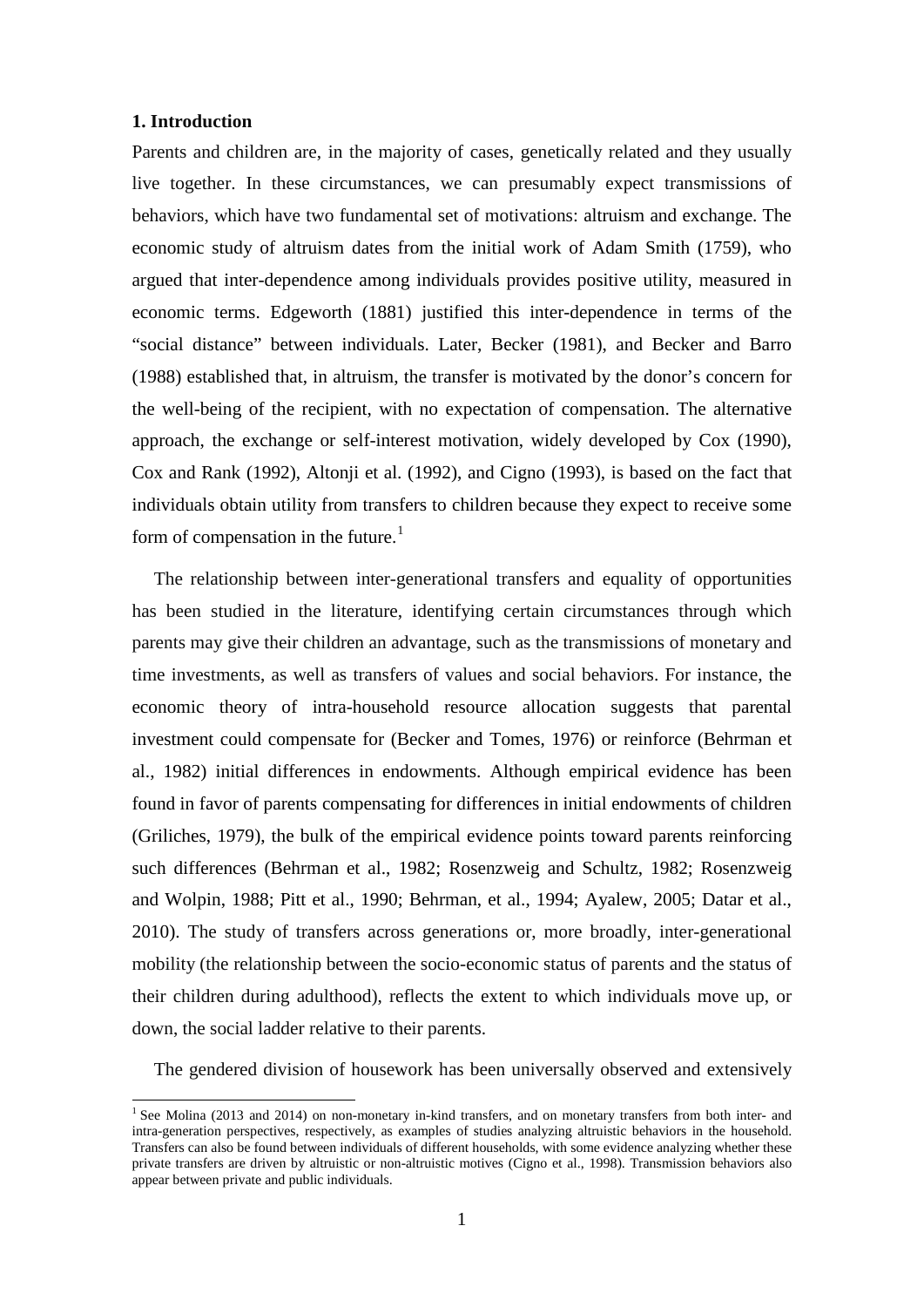## 1. Introduction

Parents and children are, in the majority of cases, genetically related and they usually live together. In these circumstances, we can presumably expect transmissions of behaviors, which have two fundamental set of motivations: altruism and exchange. The economic study of altruism dates from the initial work of Adam Smith (1759), who argued that inter-dependence among individuals provides positive utility, measured in economic terms. Edgeworth (1881) justified this inter-dependence in terms of the "social distance" between individuals. Later, Becker (1981), and Becker and Barro (1988) established that, in altruism, the transfer is motivated by the donor's concern for the well-being of the recipient, with no expectation of compensation. The alternative approach, the exchange or self-interest motivation, widely developed by Cox (1990), Cox and Rank (1992), Altonji et al. (1992), and Cigno (1993), is based on the fact that individuals obtain utility from transfers to children because they expect to receive some form of compensation in the future.[1]

The relationship between inter-generational transfers and equality of opportunities has been studied in the literature, identifying certain circumstances through which parents may give their children an advantage, such as the transmissions of monetary and time investments, as well as transfers of values and social behaviors. For instance, the economic theory of intra-household resource allocation suggests that parental investment could compensate for (Becker and Tomes, 1976) or reinforce (Behrman et al., 1982) initial differences in endowments. Although empirical evidence has been found in favor of parents compensating for differences in initial endowments of children (Griliches, 1979), the bulk of the empirical evidence points toward parents reinforcing such differences (Behrman et al., 1982; Rosenzweig and Schultz, 1982; Rosenzweig and Wolpin, 1988; Pitt et al., 1990; Behrman, et al., 1994; Ayalew, 2005; Datar et al., 2010). The study of transfers across generations or, more broadly, inter-generational mobility (the relationship between the socio-economic status of parents and the status of their children during adulthood), reflects the extent to which individuals move up, or down, the social ladder relative to their parents.

The gendered division of housework has been universally observed and extensively

[1] See Molina (2013 and 2014) on non-monetary in-kind transfers, and on monetary transfers from both inter- and intra-generation perspectives, respectively, as examples of studies analyzing altruistic behaviors in the household. Transfers can also be found between individuals of different households, with some evidence analyzing whether these private transfers are driven by altruistic or non-altruistic motives (Cigno et al., 1998). Transmission behaviors also appear between private and public individuals.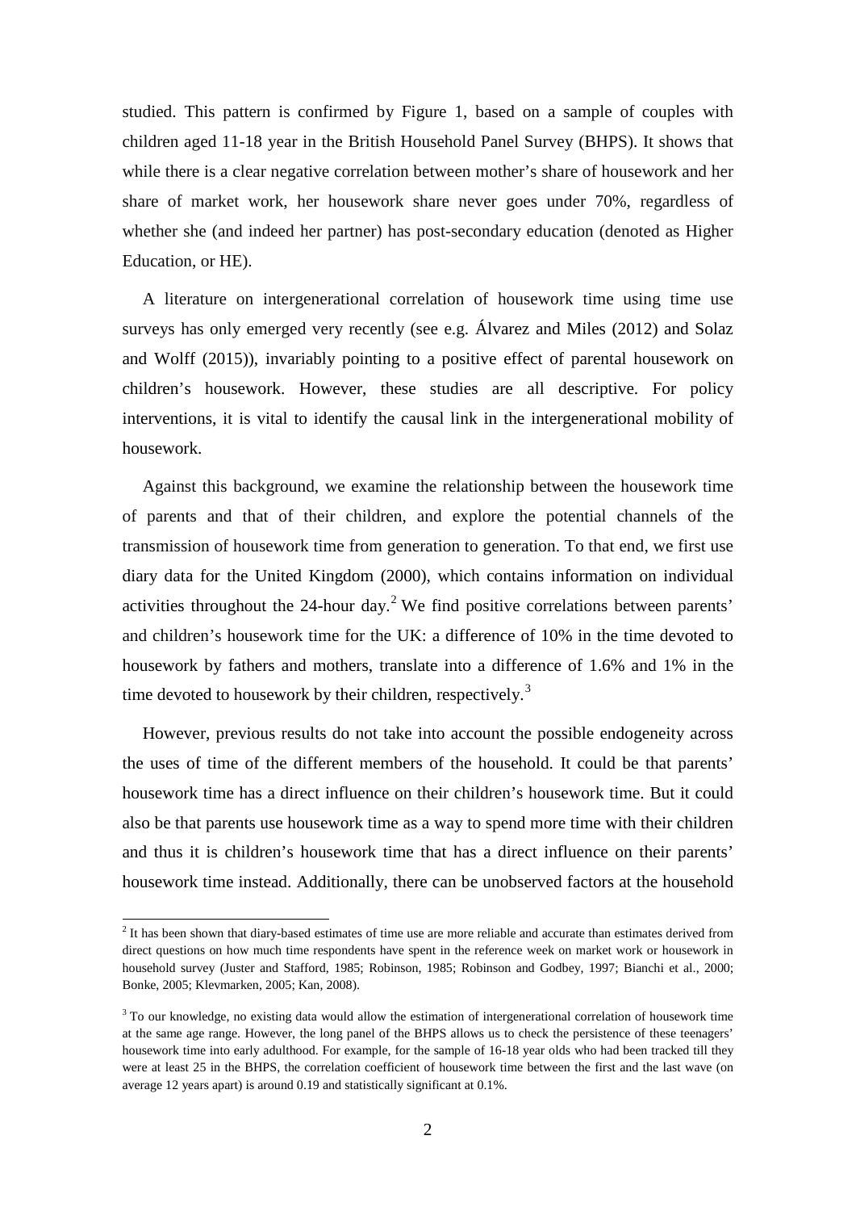studied. This pattern is confirmed by Figure 1, based on a sample of couples with children aged 11-18 year in the British Household Panel Survey (BHPS). It shows that while there is a clear negative correlation between mother's share of housework and her share of market work, her housework share never goes under 70%, regardless of whether she (and indeed her partner) has post-secondary education (denoted as Higher Education, or HE).

A literature on intergenerational correlation of housework time using time use surveys has only emerged very recently (see e.g. Álvarez and Miles (2012) and Solaz and Wolff (2015)), invariably pointing to a positive effect of parental housework on children's housework. However, these studies are all descriptive. For policy interventions, it is vital to identify the causal link in the intergenerational mobility of housework.

Against this background, we examine the relationship between the housework time of parents and that of their children, and explore the potential channels of the transmission of housework time from generation to generation. To that end, we first use diary data for the United Kingdom (2000), which contains information on individual activities throughout the 24-hour day.[2] We find positive correlations between parents' and children's housework time for the UK: a difference of 10% in the time devoted to housework by fathers and mothers, translate into a difference of 1.6% and 1% in the time devoted to housework by their children, respectively.[3]

However, previous results do not take into account the possible endogeneity across the uses of time of the different members of the household. It could be that parents' housework time has a direct influence on their children's housework time. But it could also be that parents use housework time as a way to spend more time with their children and thus it is children's housework time that has a direct influence on their parents' housework time instead. Additionally, there can be unobserved factors at the household

---

[2] It has been shown that diary-based estimates of time use are more reliable and accurate than estimates derived from direct questions on how much time respondents have spent in the reference week on market work or housework in household survey (Juster and Stafford, 1985; Robinson, 1985; Robinson and Godbey, 1997; Bianchi et al., 2000; Bonke, 2005; Klevmarken, 2005; Kan, 2008).

[3] To our knowledge, no existing data would allow the estimation of intergenerational correlation of housework time at the same age range. However, the long panel of the BHPS allows us to check the persistence of these teenagers' housework time into early adulthood. For example, for the sample of 16-18 year olds who had been tracked till they were at least 25 in the BHPS, the correlation coefficient of housework time between the first and the last wave (on average 12 years apart) is around 0.19 and statistically significant at 0.1%.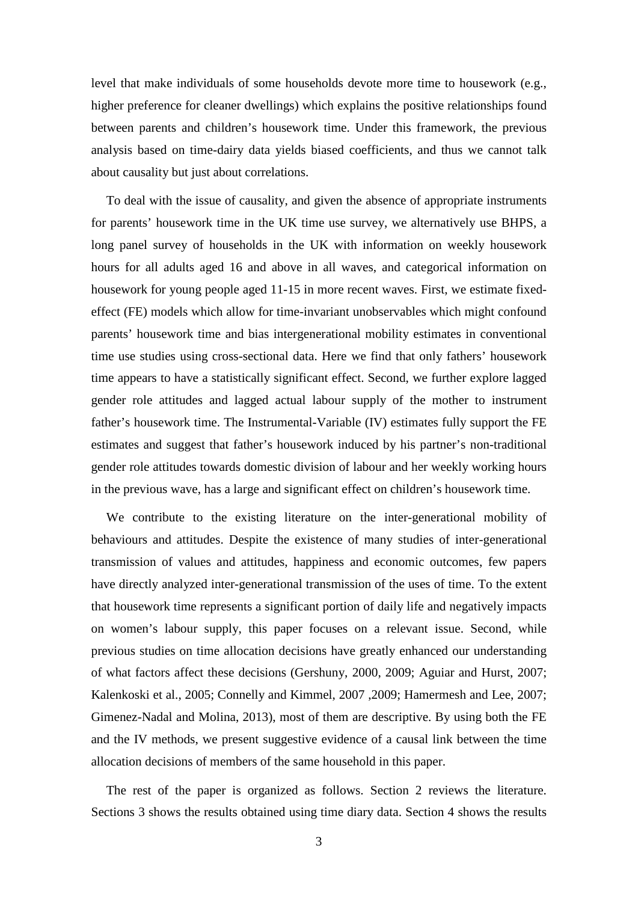level that make individuals of some households devote more time to housework (e.g., higher preference for cleaner dwellings) which explains the positive relationships found between parents and children's housework time. Under this framework, the previous analysis based on time-dairy data yields biased coefficients, and thus we cannot talk about causality but just about correlations.

To deal with the issue of causality, and given the absence of appropriate instruments for parents' housework time in the UK time use survey, we alternatively use BHPS, a long panel survey of households in the UK with information on weekly housework hours for all adults aged 16 and above in all waves, and categorical information on housework for young people aged 11-15 in more recent waves. First, we estimate fixed-effect (FE) models which allow for time-invariant unobservables which might confound parents' housework time and bias intergenerational mobility estimates in conventional time use studies using cross-sectional data. Here we find that only fathers' housework time appears to have a statistically significant effect. Second, we further explore lagged gender role attitudes and lagged actual labour supply of the mother to instrument father's housework time. The Instrumental-Variable (IV) estimates fully support the FE estimates and suggest that father's housework induced by his partner's non-traditional gender role attitudes towards domestic division of labour and her weekly working hours in the previous wave, has a large and significant effect on children's housework time.

We contribute to the existing literature on the inter-generational mobility of behaviours and attitudes. Despite the existence of many studies of inter-generational transmission of values and attitudes, happiness and economic outcomes, few papers have directly analyzed inter-generational transmission of the uses of time. To the extent that housework time represents a significant portion of daily life and negatively impacts on women's labour supply, this paper focuses on a relevant issue. Second, while previous studies on time allocation decisions have greatly enhanced our understanding of what factors affect these decisions (Gershuny, 2000, 2009; Aguiar and Hurst, 2007; Kalenkoski et al., 2005; Connelly and Kimmel, 2007 ,2009; Hamermesh and Lee, 2007; Gimenez-Nadal and Molina, 2013), most of them are descriptive. By using both the FE and the IV methods, we present suggestive evidence of a causal link between the time allocation decisions of members of the same household in this paper.

The rest of the paper is organized as follows. Section 2 reviews the literature. Sections 3 shows the results obtained using time diary data. Section 4 shows the results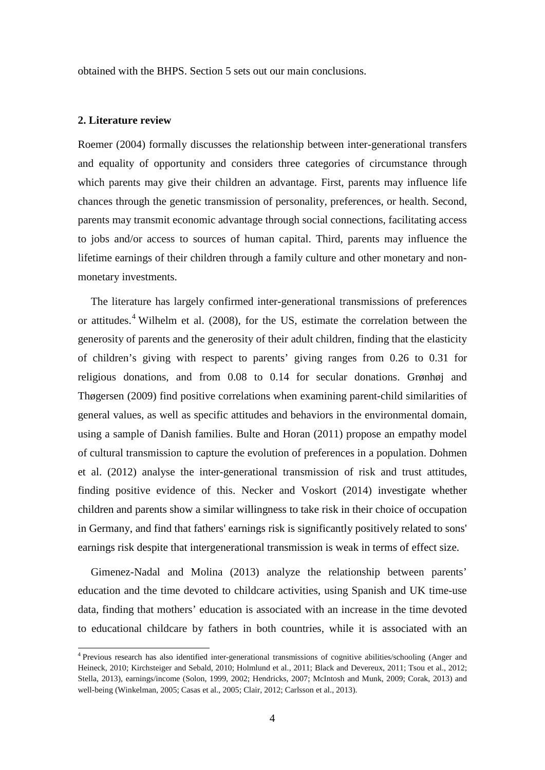obtained with the BHPS. Section 5 sets out our main conclusions.

## 2. Literature review

Roemer (2004) formally discusses the relationship between inter-generational transfers and equality of opportunity and considers three categories of circumstance through which parents may give their children an advantage. First, parents may influence life chances through the genetic transmission of personality, preferences, or health. Second, parents may transmit economic advantage through social connections, facilitating access to jobs and/or access to sources of human capital. Third, parents may influence the lifetime earnings of their children through a family culture and other monetary and non-monetary investments.

The literature has largely confirmed inter-generational transmissions of preferences or attitudes.[4] Wilhelm et al. (2008), for the US, estimate the correlation between the generosity of parents and the generosity of their adult children, finding that the elasticity of children's giving with respect to parents' giving ranges from 0.26 to 0.31 for religious donations, and from 0.08 to 0.14 for secular donations. Grønhøj and Thøgersen (2009) find positive correlations when examining parent-child similarities of general values, as well as specific attitudes and behaviors in the environmental domain, using a sample of Danish families. Bulte and Horan (2011) propose an empathy model of cultural transmission to capture the evolution of preferences in a population. Dohmen et al. (2012) analyse the inter-generational transmission of risk and trust attitudes, finding positive evidence of this. Necker and Voskort (2014) investigate whether children and parents show a similar willingness to take risk in their choice of occupation in Germany, and find that fathers' earnings risk is significantly positively related to sons' earnings risk despite that intergenerational transmission is weak in terms of effect size.

Gimenez-Nadal and Molina (2013) analyze the relationship between parents' education and the time devoted to childcare activities, using Spanish and UK time-use data, finding that mothers' education is associated with an increase in the time devoted to educational childcare by fathers in both countries, while it is associated with an

[4] Previous research has also identified inter-generational transmissions of cognitive abilities/schooling (Anger and Heineck, 2010; Kirchsteiger and Sebald, 2010; Holmlund et al., 2011; Black and Devereux, 2011; Tsou et al., 2012; Stella, 2013), earnings/income (Solon, 1999, 2002; Hendricks, 2007; McIntosh and Munk, 2009; Corak, 2013) and well-being (Winkelman, 2005; Casas et al., 2005; Clair, 2012; Carlsson et al., 2013).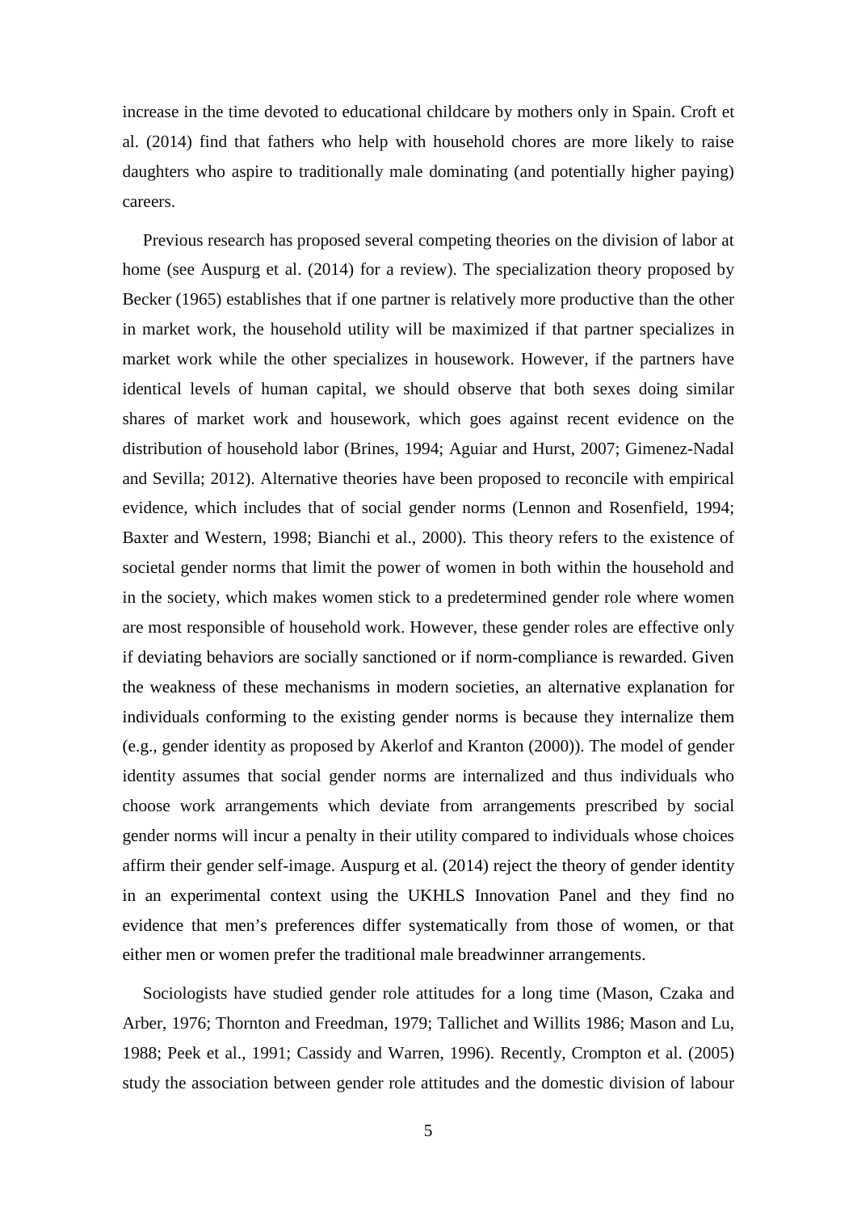increase in the time devoted to educational childcare by mothers only in Spain. Croft et al. (2014) find that fathers who help with household chores are more likely to raise daughters who aspire to traditionally male dominating (and potentially higher paying) careers.

Previous research has proposed several competing theories on the division of labor at home (see Auspurg et al. (2014) for a review). The specialization theory proposed by Becker (1965) establishes that if one partner is relatively more productive than the other in market work, the household utility will be maximized if that partner specializes in market work while the other specializes in housework. However, if the partners have identical levels of human capital, we should observe that both sexes doing similar shares of market work and housework, which goes against recent evidence on the distribution of household labor (Brines, 1994; Aguiar and Hurst, 2007; Gimenez-Nadal and Sevilla; 2012). Alternative theories have been proposed to reconcile with empirical evidence, which includes that of social gender norms (Lennon and Rosenfield, 1994; Baxter and Western, 1998; Bianchi et al., 2000). This theory refers to the existence of societal gender norms that limit the power of women in both within the household and in the society, which makes women stick to a predetermined gender role where women are most responsible of household work. However, these gender roles are effective only if deviating behaviors are socially sanctioned or if norm-compliance is rewarded. Given the weakness of these mechanisms in modern societies, an alternative explanation for individuals conforming to the existing gender norms is because they internalize them (e.g., gender identity as proposed by Akerlof and Kranton (2000)). The model of gender identity assumes that social gender norms are internalized and thus individuals who choose work arrangements which deviate from arrangements prescribed by social gender norms will incur a penalty in their utility compared to individuals whose choices affirm their gender self-image. Auspurg et al. (2014) reject the theory of gender identity in an experimental context using the UKHLS Innovation Panel and they find no evidence that men's preferences differ systematically from those of women, or that either men or women prefer the traditional male breadwinner arrangements.

Sociologists have studied gender role attitudes for a long time (Mason, Czaka and Arber, 1976; Thornton and Freedman, 1979; Tallichet and Willits 1986; Mason and Lu, 1988; Peek et al., 1991; Cassidy and Warren, 1996). Recently, Crompton et al. (2005) study the association between gender role attitudes and the domestic division of labour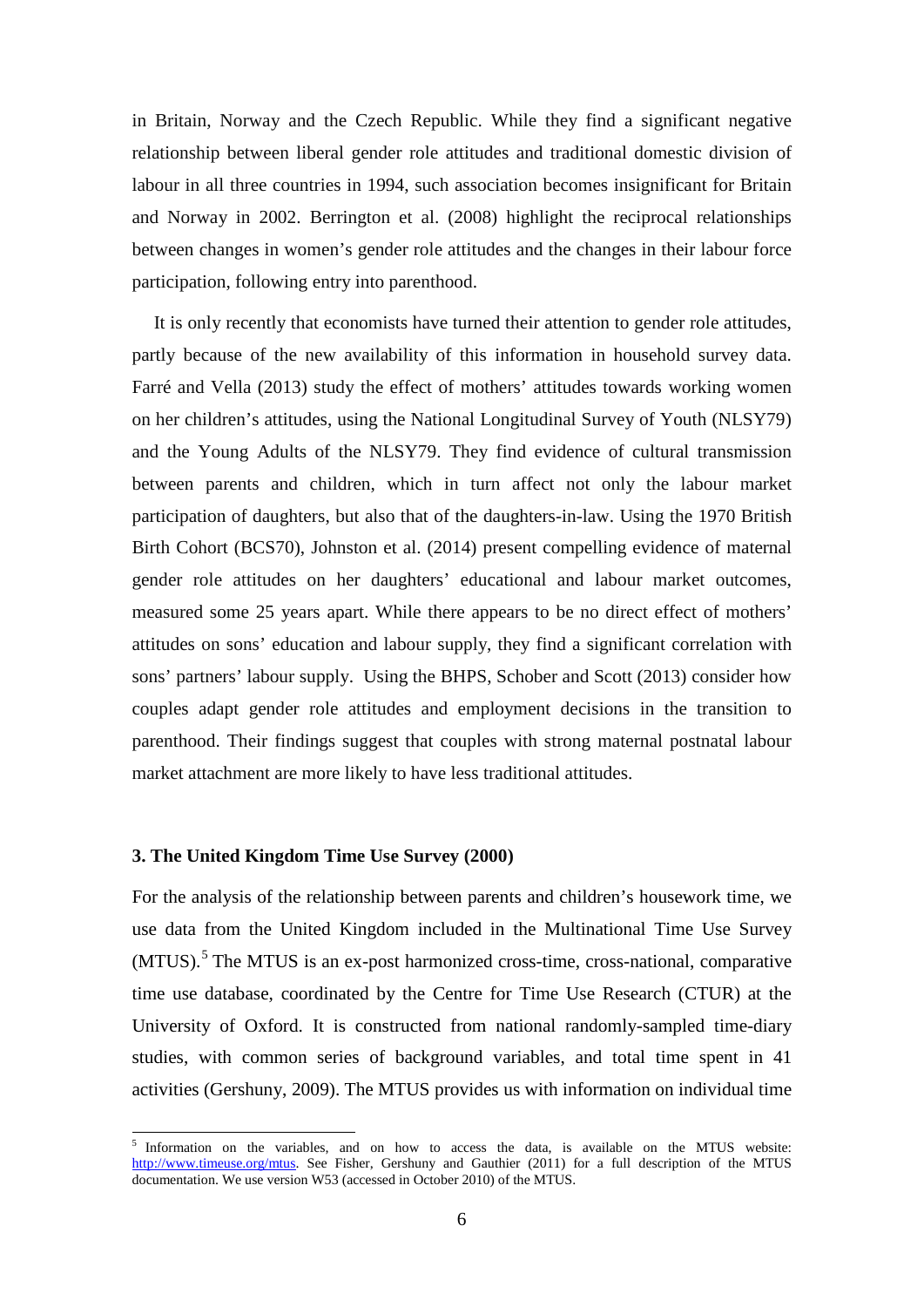in Britain, Norway and the Czech Republic. While they find a significant negative relationship between liberal gender role attitudes and traditional domestic division of labour in all three countries in 1994, such association becomes insignificant for Britain and Norway in 2002. Berrington et al. (2008) highlight the reciprocal relationships between changes in women's gender role attitudes and the changes in their labour force participation, following entry into parenthood.

It is only recently that economists have turned their attention to gender role attitudes, partly because of the new availability of this information in household survey data. Farré and Vella (2013) study the effect of mothers' attitudes towards working women on her children's attitudes, using the National Longitudinal Survey of Youth (NLSY79) and the Young Adults of the NLSY79. They find evidence of cultural transmission between parents and children, which in turn affect not only the labour market participation of daughters, but also that of the daughters-in-law. Using the 1970 British Birth Cohort (BCS70), Johnston et al. (2014) present compelling evidence of maternal gender role attitudes on her daughters' educational and labour market outcomes, measured some 25 years apart. While there appears to be no direct effect of mothers' attitudes on sons' education and labour supply, they find a significant correlation with sons' partners' labour supply. Using the BHPS, Schober and Scott (2013) consider how couples adapt gender role attitudes and employment decisions in the transition to parenthood. Their findings suggest that couples with strong maternal postnatal labour market attachment are more likely to have less traditional attitudes.

### 3. The United Kingdom Time Use Survey (2000)

For the analysis of the relationship between parents and children's housework time, we use data from the United Kingdom included in the Multinational Time Use Survey (MTUS).[5] The MTUS is an ex-post harmonized cross-time, cross-national, comparative time use database, coordinated by the Centre for Time Use Research (CTUR) at the University of Oxford. It is constructed from national randomly-sampled time-diary studies, with common series of background variables, and total time spent in 41 activities (Gershuny, 2009). The MTUS provides us with information on individual time

[5] Information on the variables, and on how to access the data, is available on the MTUS website: http://www.timeuse.org/mtus. See Fisher, Gershuny and Gauthier (2011) for a full description of the MTUS documentation. We use version W53 (accessed in October 2010) of the MTUS.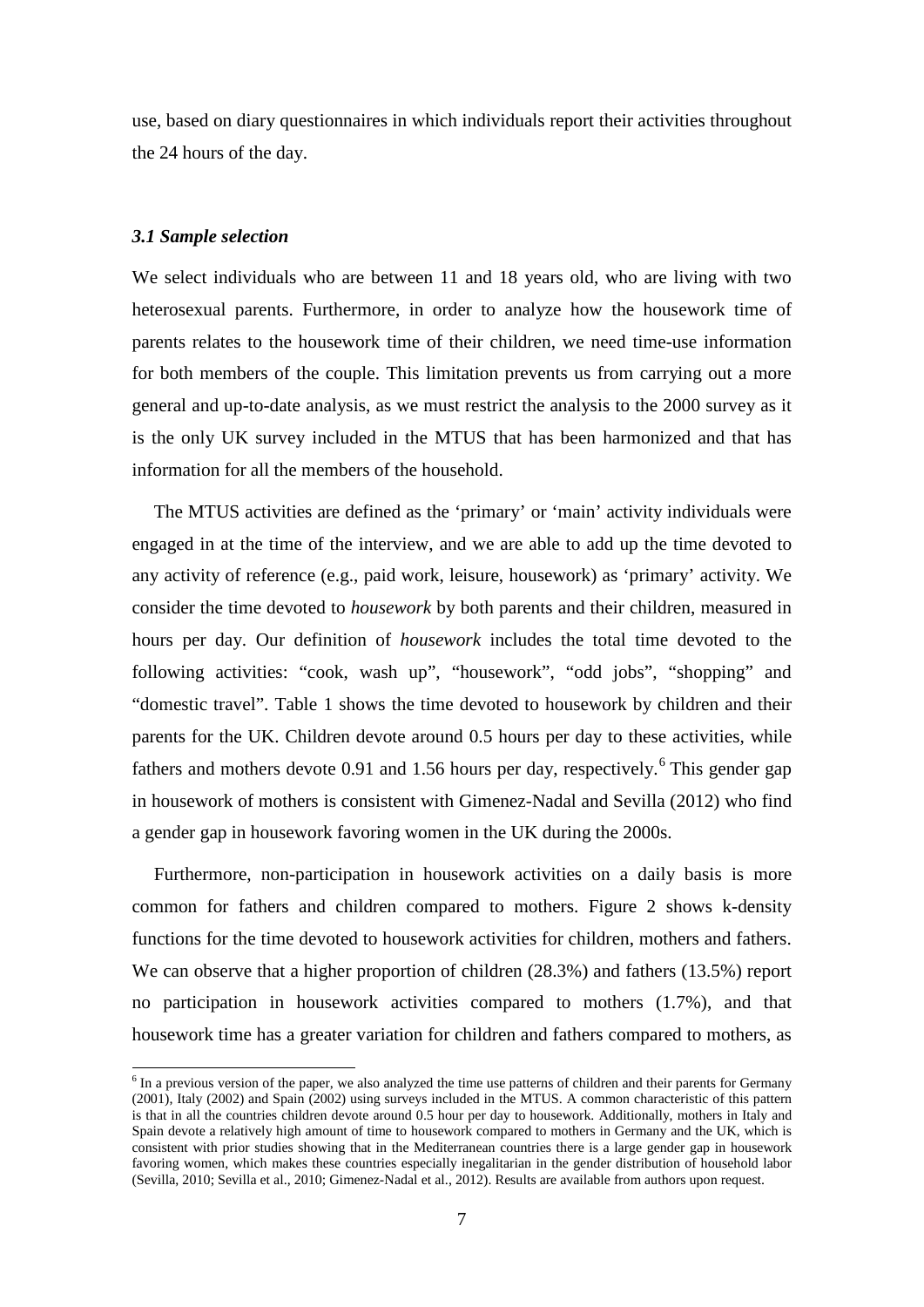use, based on diary questionnaires in which individuals report their activities throughout the 24 hours of the day.

### *3.1 Sample selection*

We select individuals who are between 11 and 18 years old, who are living with two heterosexual parents. Furthermore, in order to analyze how the housework time of parents relates to the housework time of their children, we need time-use information for both members of the couple. This limitation prevents us from carrying out a more general and up-to-date analysis, as we must restrict the analysis to the 2000 survey as it is the only UK survey included in the MTUS that has been harmonized and that has information for all the members of the household.

The MTUS activities are defined as the 'primary' or 'main' activity individuals were engaged in at the time of the interview, and we are able to add up the time devoted to any activity of reference (e.g., paid work, leisure, housework) as 'primary' activity. We consider the time devoted to *housework* by both parents and their children, measured in hours per day. Our definition of *housework* includes the total time devoted to the following activities: "cook, wash up", "housework", "odd jobs", "shopping" and "domestic travel". Table 1 shows the time devoted to housework by children and their parents for the UK. Children devote around 0.5 hours per day to these activities, while fathers and mothers devote 0.91 and 1.56 hours per day, respectively.[6] This gender gap in housework of mothers is consistent with Gimenez-Nadal and Sevilla (2012) who find a gender gap in housework favoring women in the UK during the 2000s.

Furthermore, non-participation in housework activities on a daily basis is more common for fathers and children compared to mothers. Figure 2 shows k-density functions for the time devoted to housework activities for children, mothers and fathers. We can observe that a higher proportion of children (28.3%) and fathers (13.5%) report no participation in housework activities compared to mothers (1.7%), and that housework time has a greater variation for children and fathers compared to mothers, as

[6] In a previous version of the paper, we also analyzed the time use patterns of children and their parents for Germany (2001), Italy (2002) and Spain (2002) using surveys included in the MTUS. A common characteristic of this pattern is that in all the countries children devote around 0.5 hour per day to housework. Additionally, mothers in Italy and Spain devote a relatively high amount of time to housework compared to mothers in Germany and the UK, which is consistent with prior studies showing that in the Mediterranean countries there is a large gender gap in housework favoring women, which makes these countries especially inegalitarian in the gender distribution of household labor (Sevilla, 2010; Sevilla et al., 2010; Gimenez-Nadal et al., 2012). Results are available from authors upon request.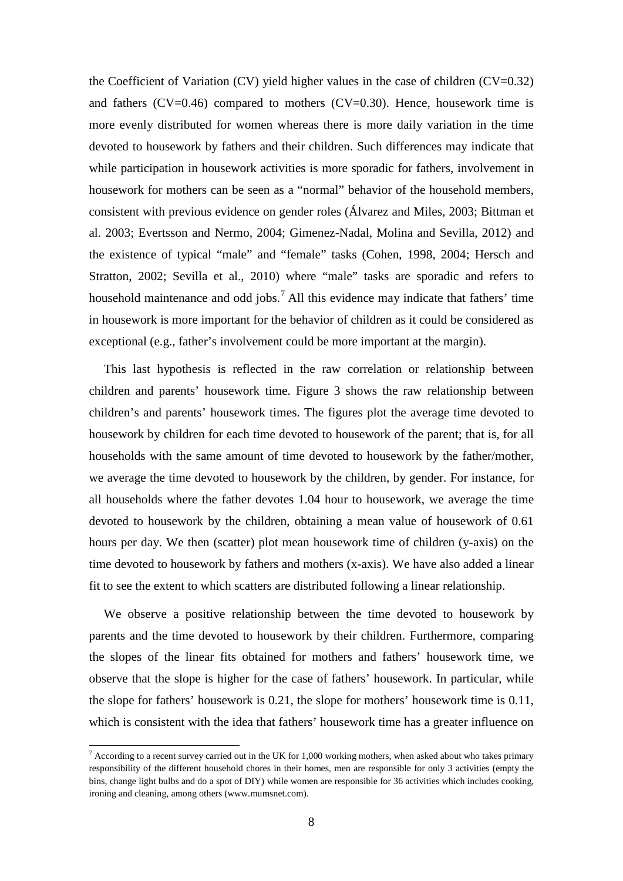the Coefficient of Variation (CV) yield higher values in the case of children (CV=0.32) and fathers (CV=0.46) compared to mothers (CV=0.30). Hence, housework time is more evenly distributed for women whereas there is more daily variation in the time devoted to housework by fathers and their children. Such differences may indicate that while participation in housework activities is more sporadic for fathers, involvement in housework for mothers can be seen as a "normal" behavior of the household members, consistent with previous evidence on gender roles (Álvarez and Miles, 2003; Bittman et al. 2003; Evertsson and Nermo, 2004; Gimenez-Nadal, Molina and Sevilla, 2012) and the existence of typical "male" and "female" tasks (Cohen, 1998, 2004; Hersch and Stratton, 2002; Sevilla et al., 2010) where "male" tasks are sporadic and refers to household maintenance and odd jobs.[7] All this evidence may indicate that fathers' time in housework is more important for the behavior of children as it could be considered as exceptional (e.g., father's involvement could be more important at the margin).

This last hypothesis is reflected in the raw correlation or relationship between children and parents' housework time. Figure 3 shows the raw relationship between children's and parents' housework times. The figures plot the average time devoted to housework by children for each time devoted to housework of the parent; that is, for all households with the same amount of time devoted to housework by the father/mother, we average the time devoted to housework by the children, by gender. For instance, for all households where the father devotes 1.04 hour to housework, we average the time devoted to housework by the children, obtaining a mean value of housework of 0.61 hours per day. We then (scatter) plot mean housework time of children (y-axis) on the time devoted to housework by fathers and mothers (x-axis). We have also added a linear fit to see the extent to which scatters are distributed following a linear relationship.

We observe a positive relationship between the time devoted to housework by parents and the time devoted to housework by their children. Furthermore, comparing the slopes of the linear fits obtained for mothers and fathers' housework time, we observe that the slope is higher for the case of fathers' housework. In particular, while the slope for fathers' housework is 0.21, the slope for mothers' housework time is 0.11, which is consistent with the idea that fathers' housework time has a greater influence on

[7] According to a recent survey carried out in the UK for 1,000 working mothers, when asked about who takes primary responsibility of the different household chores in their homes, men are responsible for only 3 activities (empty the bins, change light bulbs and do a spot of DIY) while women are responsible for 36 activities which includes cooking, ironing and cleaning, among others (www.mumsnet.com).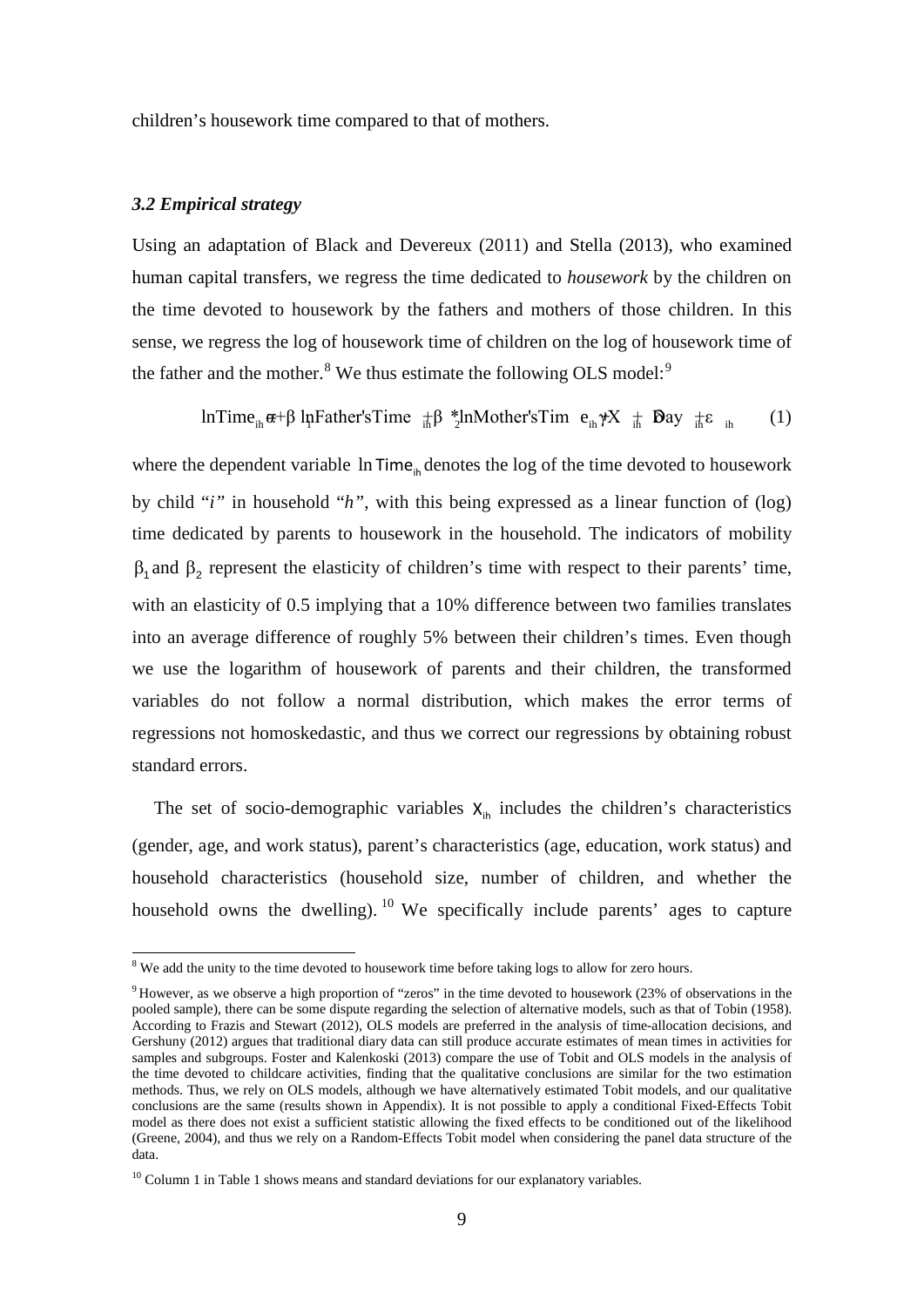children's housework time compared to that of mothers.

### *3.2 Empirical strategy*

Using an adaptation of Black and Devereux (2011) and Stella (2013), who examined human capital transfers, we regress the time dedicated to *housework* by the children on the time devoted to housework by the fathers and mothers of those children. In this sense, we regress the log of housework time of children on the log of housework time of the father and the mother.[8] We thus estimate the following OLS model:[9]

$$\ln Time_{ih} = \alpha + \beta_1 \ln Father'sTime_{ih} + \beta_2 * \ln Mother'sTime_{ih} + \gamma X_{ih} + \delta Day_{ih} + \varepsilon_{ih} \qquad (1)$$

where the dependent variable $\ln Time_{ih}$ denotes the log of the time devoted to housework by child "*i*" in household "*h*", with this being expressed as a linear function of (log) time dedicated by parents to housework in the household. The indicators of mobility $\beta_1$ and $\beta_2$ represent the elasticity of children's time with respect to their parents' time, with an elasticity of 0.5 implying that a 10% difference between two families translates into an average difference of roughly 5% between their children's times. Even though we use the logarithm of housework of parents and their children, the transformed variables do not follow a normal distribution, which makes the error terms of regressions not homoskedastic, and thus we correct our regressions by obtaining robust standard errors.

The set of socio-demographic variables $X_{ih}$ includes the children's characteristics (gender, age, and work status), parent's characteristics (age, education, work status) and household characteristics (household size, number of children, and whether the household owns the dwelling).[10] We specifically include parents' ages to capture

---

[8] We add the unity to the time devoted to housework time before taking logs to allow for zero hours.

[9] However, as we observe a high proportion of "zeros" in the time devoted to housework (23% of observations in the pooled sample), there can be some dispute regarding the selection of alternative models, such as that of Tobin (1958). According to Frazis and Stewart (2012), OLS models are preferred in the analysis of time-allocation decisions, and Gershuny (2012) argues that traditional diary data can still produce accurate estimates of mean times in activities for samples and subgroups. Foster and Kalenkoski (2013) compare the use of Tobit and OLS models in the analysis of the time devoted to childcare activities, finding that the qualitative conclusions are similar for the two estimation methods. Thus, we rely on OLS models, although we have alternatively estimated Tobit models, and our qualitative conclusions are the same (results shown in Appendix). It is not possible to apply a conditional Fixed-Effects Tobit model as there does not exist a sufficient statistic allowing the fixed effects to be conditioned out of the likelihood (Greene, 2004), and thus we rely on a Random-Effects Tobit model when considering the panel data structure of the data.

[10] Column 1 in Table 1 shows means and standard deviations for our explanatory variables.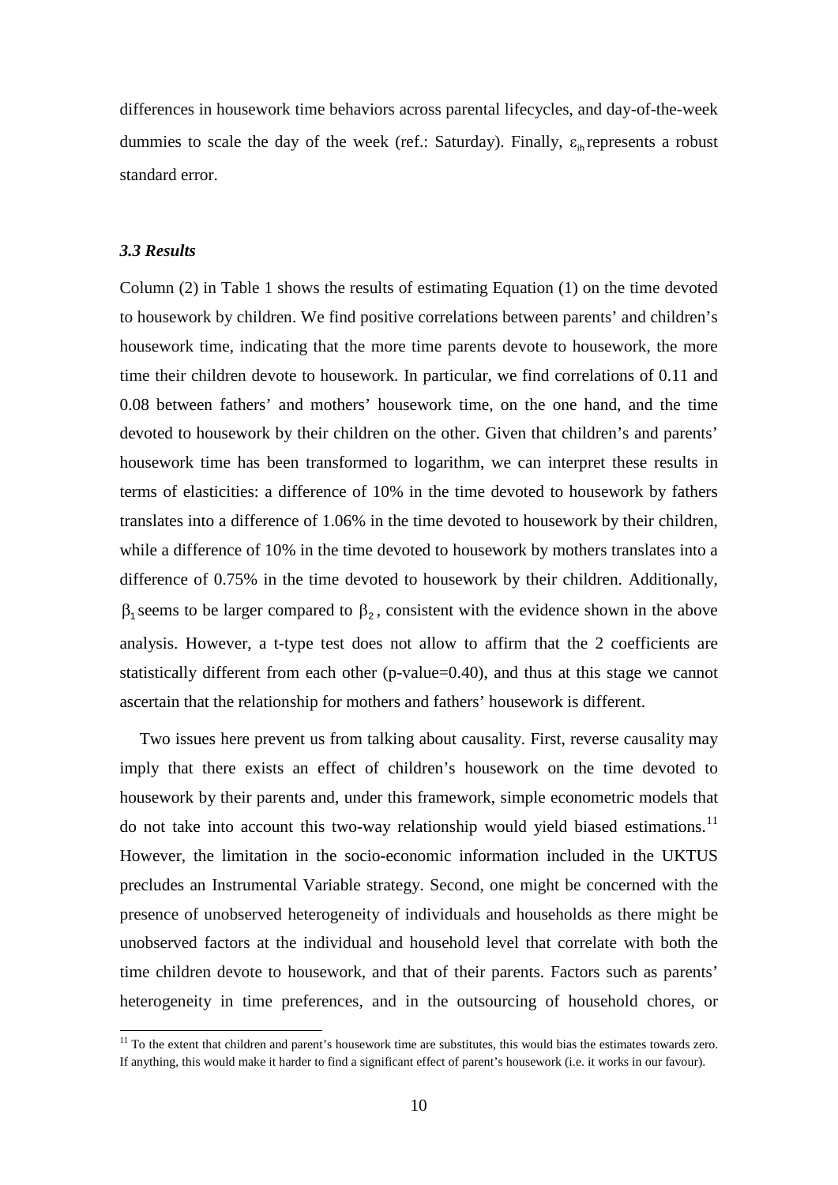differences in housework time behaviors across parental lifecycles, and day-of-the-week dummies to scale the day of the week (ref.: Saturday). Finally, $\varepsilon_{ih}$ represents a robust standard error.

### *3.3 Results*

Column (2) in Table 1 shows the results of estimating Equation (1) on the time devoted to housework by children. We find positive correlations between parents' and children's housework time, indicating that the more time parents devote to housework, the more time their children devote to housework. In particular, we find correlations of 0.11 and 0.08 between fathers' and mothers' housework time, on the one hand, and the time devoted to housework by their children on the other. Given that children's and parents' housework time has been transformed to logarithm, we can interpret these results in terms of elasticities: a difference of 10% in the time devoted to housework by fathers translates into a difference of 1.06% in the time devoted to housework by their children, while a difference of 10% in the time devoted to housework by mothers translates into a difference of 0.75% in the time devoted to housework by their children. Additionally, $\beta_1$ seems to be larger compared to $\beta_2$, consistent with the evidence shown in the above analysis. However, a t-type test does not allow to affirm that the 2 coefficients are statistically different from each other (p-value=0.40), and thus at this stage we cannot ascertain that the relationship for mothers and fathers' housework is different.

Two issues here prevent us from talking about causality. First, reverse causality may imply that there exists an effect of children's housework on the time devoted to housework by their parents and, under this framework, simple econometric models that do not take into account this two-way relationship would yield biased estimations.[11] However, the limitation in the socio-economic information included in the UKTUS precludes an Instrumental Variable strategy. Second, one might be concerned with the presence of unobserved heterogeneity of individuals and households as there might be unobserved factors at the individual and household level that correlate with both the time children devote to housework, and that of their parents. Factors such as parents' heterogeneity in time preferences, and in the outsourcing of household chores, or

[11] To the extent that children and parent's housework time are substitutes, this would bias the estimates towards zero. If anything, this would make it harder to find a significant effect of parent's housework (i.e. it works in our favour).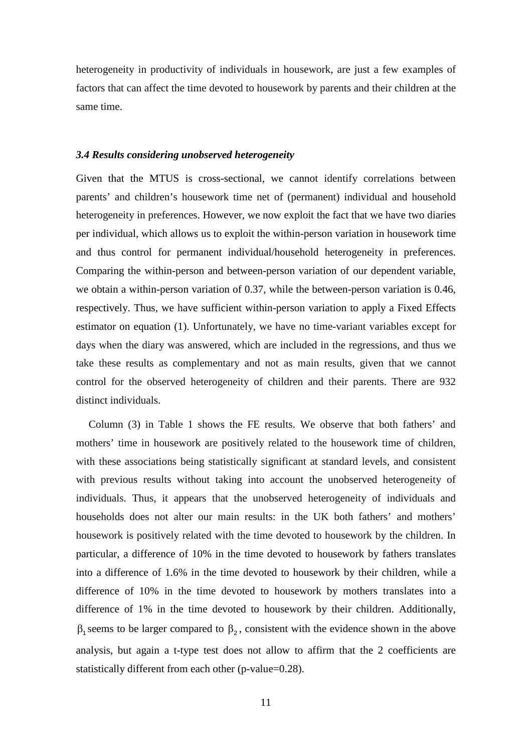heterogeneity in productivity of individuals in housework, are just a few examples of factors that can affect the time devoted to housework by parents and their children at the same time.

### *3.4 Results considering unobserved heterogeneity*

Given that the MTUS is cross-sectional, we cannot identify correlations between parents' and children's housework time net of (permanent) individual and household heterogeneity in preferences. However, we now exploit the fact that we have two diaries per individual, which allows us to exploit the within-person variation in housework time and thus control for permanent individual/household heterogeneity in preferences. Comparing the within-person and between-person variation of our dependent variable, we obtain a within-person variation of 0.37, while the between-person variation is 0.46, respectively. Thus, we have sufficient within-person variation to apply a Fixed Effects estimator on equation (1). Unfortunately, we have no time-variant variables except for days when the diary was answered, which are included in the regressions, and thus we take these results as complementary and not as main results, given that we cannot control for the observed heterogeneity of children and their parents. There are 932 distinct individuals.

Column (3) in Table 1 shows the FE results. We observe that both fathers' and mothers' time in housework are positively related to the housework time of children, with these associations being statistically significant at standard levels, and consistent with previous results without taking into account the unobserved heterogeneity of individuals. Thus, it appears that the unobserved heterogeneity of individuals and households does not alter our main results: in the UK both fathers' and mothers' housework is positively related with the time devoted to housework by the children. In particular, a difference of 10% in the time devoted to housework by fathers translates into a difference of 1.6% in the time devoted to housework by their children, while a difference of 10% in the time devoted to housework by mothers translates into a difference of 1% in the time devoted to housework by their children. Additionally, $\beta_1$ seems to be larger compared to $\beta_2$, consistent with the evidence shown in the above analysis, but again a t-type test does not allow to affirm that the 2 coefficients are statistically different from each other (p-value=0.28).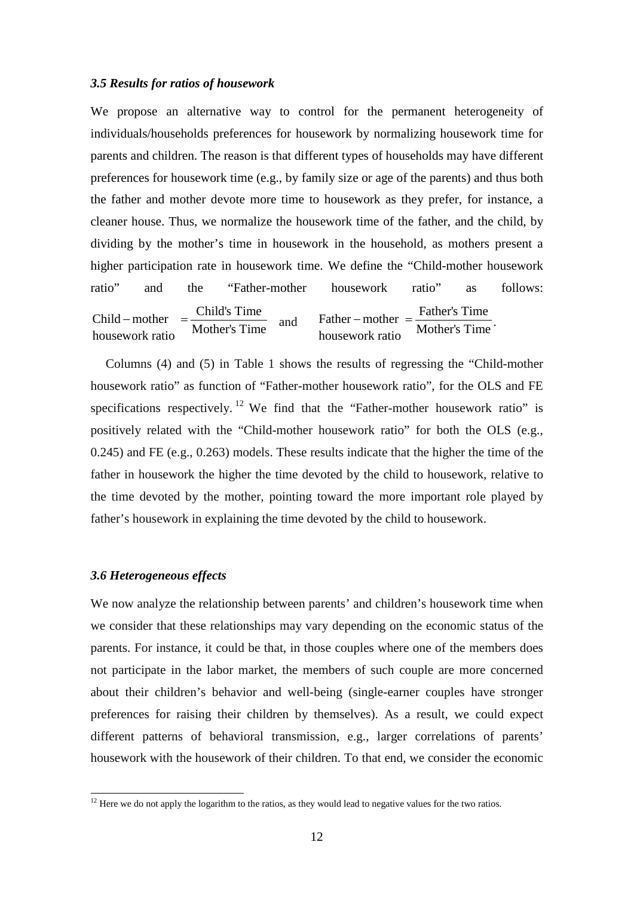### *3.5 Results for ratios of housework*

We propose an alternative way to control for the permanent heterogeneity of individuals/households preferences for housework by normalizing housework time for parents and children. The reason is that different types of households may have different preferences for housework time (e.g., by family size or age of the parents) and thus both the father and mother devote more time to housework as they prefer, for instance, a cleaner house. Thus, we normalize the housework time of the father, and the child, by dividing by the mother's time in housework in the household, as mothers present a higher participation rate in housework time. We define the "Child-mother housework ratio" and the "Father-mother housework ratio" as follows:

$$\begin{array}{c}\text{Child} - \text{mother} \\ \text{housework ratio}\end{array} = \frac{\text{Child's Time}}{\text{Mother's Time}} \quad \text{and} \quad \begin{array}{c}\text{Father} - \text{mother} \\ \text{housework ratio}\end{array} = \frac{\text{Father's Time}}{\text{Mother's Time}}.$$

Columns (4) and (5) in Table 1 shows the results of regressing the "Child-mother housework ratio" as function of "Father-mother housework ratio", for the OLS and FE specifications respectively.[12] We find that the "Father-mother housework ratio" is positively related with the "Child-mother housework ratio" for both the OLS (e.g., 0.245) and FE (e.g., 0.263) models. These results indicate that the higher the time of the father in housework the higher the time devoted by the child to housework, relative to the time devoted by the mother, pointing toward the more important role played by father's housework in explaining the time devoted by the child to housework.

### *3.6 Heterogeneous effects*

We now analyze the relationship between parents' and children's housework time when we consider that these relationships may vary depending on the economic status of the parents. For instance, it could be that, in those couples where one of the members does not participate in the labor market, the members of such couple are more concerned about their children's behavior and well-being (single-earner couples have stronger preferences for raising their children by themselves). As a result, we could expect different patterns of behavioral transmission, e.g., larger correlations of parents' housework with the housework of their children. To that end, we consider the economic

[12] Here we do not apply the logarithm to the ratios, as they would lead to negative values for the two ratios.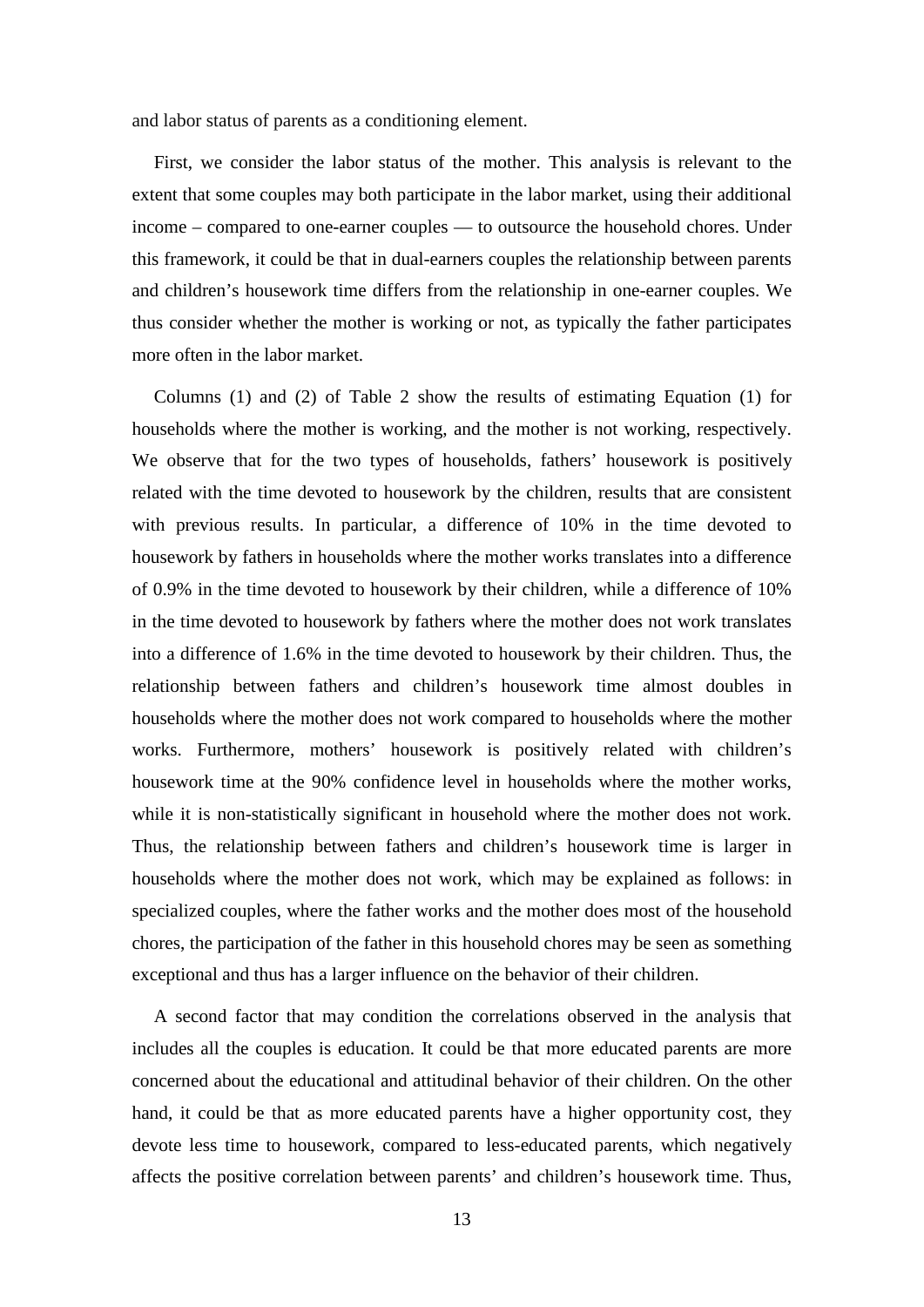and labor status of parents as a conditioning element.

First, we consider the labor status of the mother. This analysis is relevant to the extent that some couples may both participate in the labor market, using their additional income – compared to one-earner couples — to outsource the household chores. Under this framework, it could be that in dual-earners couples the relationship between parents and children's housework time differs from the relationship in one-earner couples. We thus consider whether the mother is working or not, as typically the father participates more often in the labor market.

Columns (1) and (2) of Table 2 show the results of estimating Equation (1) for households where the mother is working, and the mother is not working, respectively. We observe that for the two types of households, fathers' housework is positively related with the time devoted to housework by the children, results that are consistent with previous results. In particular, a difference of 10% in the time devoted to housework by fathers in households where the mother works translates into a difference of 0.9% in the time devoted to housework by their children, while a difference of 10% in the time devoted to housework by fathers where the mother does not work translates into a difference of 1.6% in the time devoted to housework by their children. Thus, the relationship between fathers and children's housework time almost doubles in households where the mother does not work compared to households where the mother works. Furthermore, mothers' housework is positively related with children's housework time at the 90% confidence level in households where the mother works, while it is non-statistically significant in household where the mother does not work. Thus, the relationship between fathers and children's housework time is larger in households where the mother does not work, which may be explained as follows: in specialized couples, where the father works and the mother does most of the household chores, the participation of the father in this household chores may be seen as something exceptional and thus has a larger influence on the behavior of their children.

A second factor that may condition the correlations observed in the analysis that includes all the couples is education. It could be that more educated parents are more concerned about the educational and attitudinal behavior of their children. On the other hand, it could be that as more educated parents have a higher opportunity cost, they devote less time to housework, compared to less-educated parents, which negatively affects the positive correlation between parents' and children's housework time. Thus,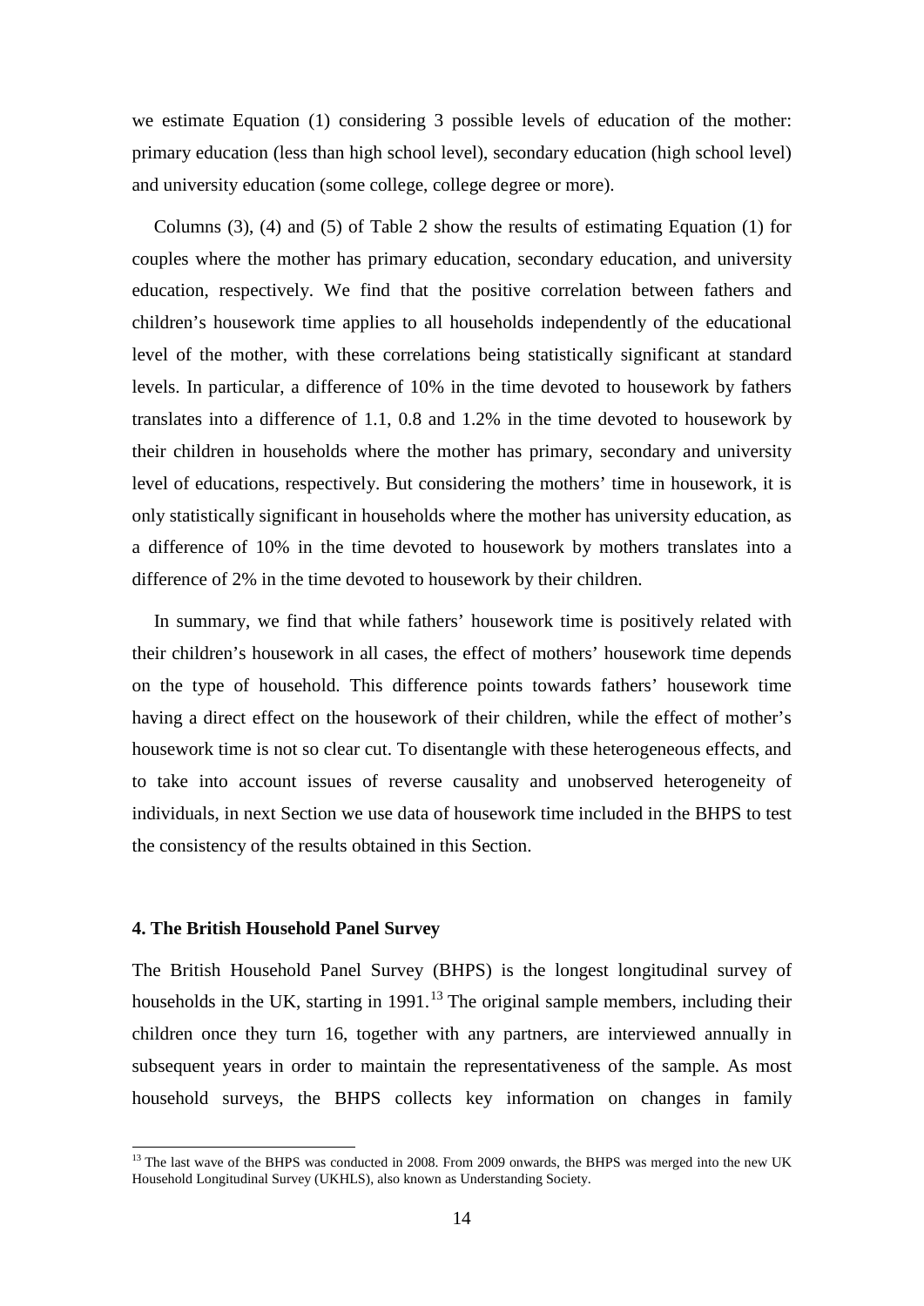we estimate Equation (1) considering 3 possible levels of education of the mother: primary education (less than high school level), secondary education (high school level) and university education (some college, college degree or more).

Columns (3), (4) and (5) of Table 2 show the results of estimating Equation (1) for couples where the mother has primary education, secondary education, and university education, respectively. We find that the positive correlation between fathers and children's housework time applies to all households independently of the educational level of the mother, with these correlations being statistically significant at standard levels. In particular, a difference of 10% in the time devoted to housework by fathers translates into a difference of 1.1, 0.8 and 1.2% in the time devoted to housework by their children in households where the mother has primary, secondary and university level of educations, respectively. But considering the mothers' time in housework, it is only statistically significant in households where the mother has university education, as a difference of 10% in the time devoted to housework by mothers translates into a difference of 2% in the time devoted to housework by their children.

In summary, we find that while fathers' housework time is positively related with their children's housework in all cases, the effect of mothers' housework time depends on the type of household. This difference points towards fathers' housework time having a direct effect on the housework of their children, while the effect of mother's housework time is not so clear cut. To disentangle with these heterogeneous effects, and to take into account issues of reverse causality and unobserved heterogeneity of individuals, in next Section we use data of housework time included in the BHPS to test the consistency of the results obtained in this Section.

## 4. The British Household Panel Survey

The British Household Panel Survey (BHPS) is the longest longitudinal survey of households in the UK, starting in 1991.[13] The original sample members, including their children once they turn 16, together with any partners, are interviewed annually in subsequent years in order to maintain the representativeness of the sample. As most household surveys, the BHPS collects key information on changes in family

[13] The last wave of the BHPS was conducted in 2008. From 2009 onwards, the BHPS was merged into the new UK Household Longitudinal Survey (UKHLS), also known as Understanding Society.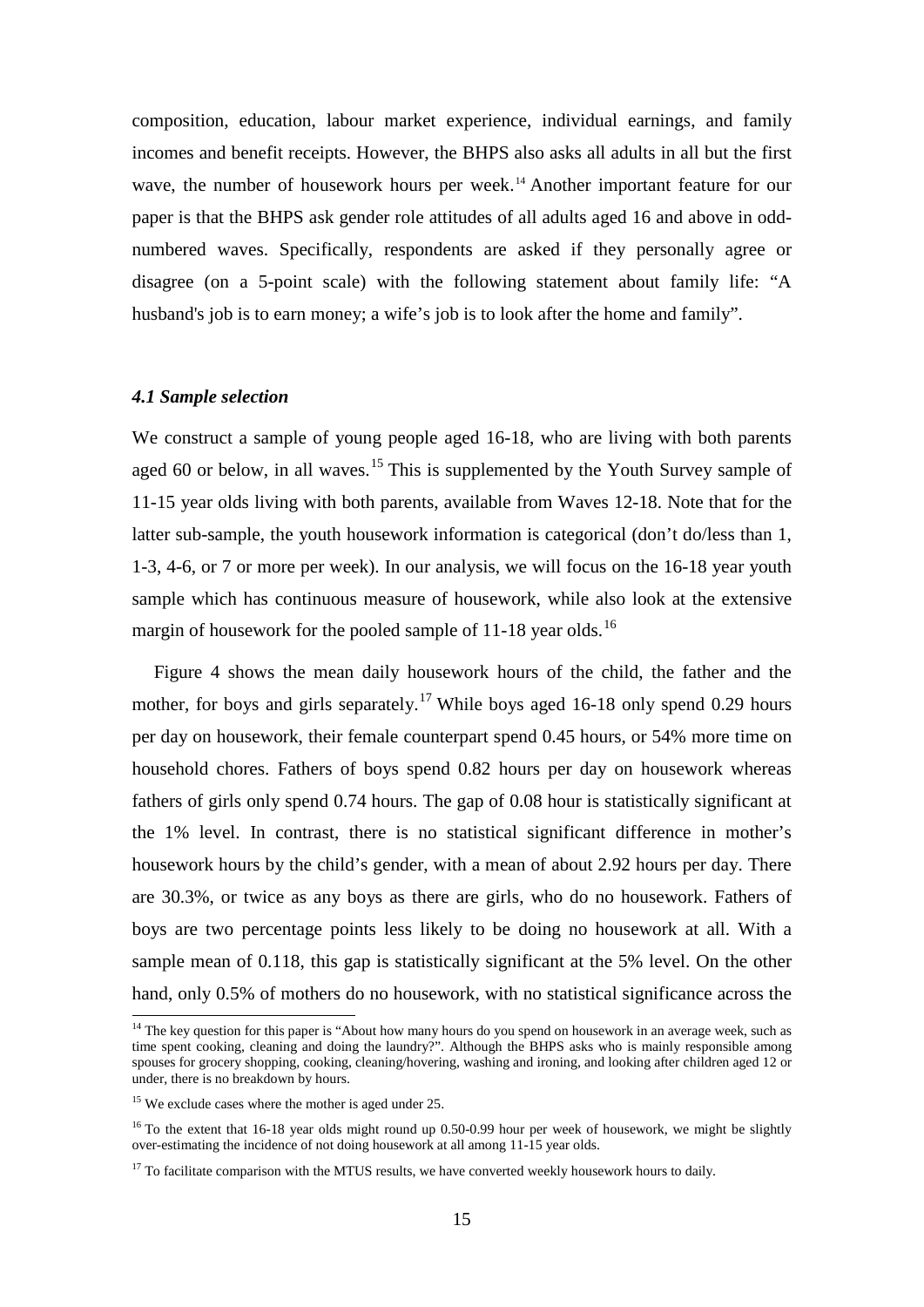composition, education, labour market experience, individual earnings, and family incomes and benefit receipts. However, the BHPS also asks all adults in all but the first wave, the number of housework hours per week.[14] Another important feature for our paper is that the BHPS ask gender role attitudes of all adults aged 16 and above in odd-numbered waves. Specifically, respondents are asked if they personally agree or disagree (on a 5-point scale) with the following statement about family life: "A husband's job is to earn money; a wife's job is to look after the home and family".

### *4.1 Sample selection*

We construct a sample of young people aged 16-18, who are living with both parents aged 60 or below, in all waves.[15] This is supplemented by the Youth Survey sample of 11-15 year olds living with both parents, available from Waves 12-18. Note that for the latter sub-sample, the youth housework information is categorical (don't do/less than 1, 1-3, 4-6, or 7 or more per week). In our analysis, we will focus on the 16-18 year youth sample which has continuous measure of housework, while also look at the extensive margin of housework for the pooled sample of 11-18 year olds.[16]

Figure 4 shows the mean daily housework hours of the child, the father and the mother, for boys and girls separately.[17] While boys aged 16-18 only spend 0.29 hours per day on housework, their female counterpart spend 0.45 hours, or 54% more time on household chores. Fathers of boys spend 0.82 hours per day on housework whereas fathers of girls only spend 0.74 hours. The gap of 0.08 hour is statistically significant at the 1% level. In contrast, there is no statistical significant difference in mother's housework hours by the child's gender, with a mean of about 2.92 hours per day. There are 30.3%, or twice as any boys as there are girls, who do no housework. Fathers of boys are two percentage points less likely to be doing no housework at all. With a sample mean of 0.118, this gap is statistically significant at the 5% level. On the other hand, only 0.5% of mothers do no housework, with no statistical significance across the

[14] The key question for this paper is "About how many hours do you spend on housework in an average week, such as time spent cooking, cleaning and doing the laundry?". Although the BHPS asks who is mainly responsible among spouses for grocery shopping, cooking, cleaning/hovering, washing and ironing, and looking after children aged 12 or under, there is no breakdown by hours.

[15] We exclude cases where the mother is aged under 25.

[16] To the extent that 16-18 year olds might round up 0.50-0.99 hour per week of housework, we might be slightly over-estimating the incidence of not doing housework at all among 11-15 year olds.

[17] To facilitate comparison with the MTUS results, we have converted weekly housework hours to daily.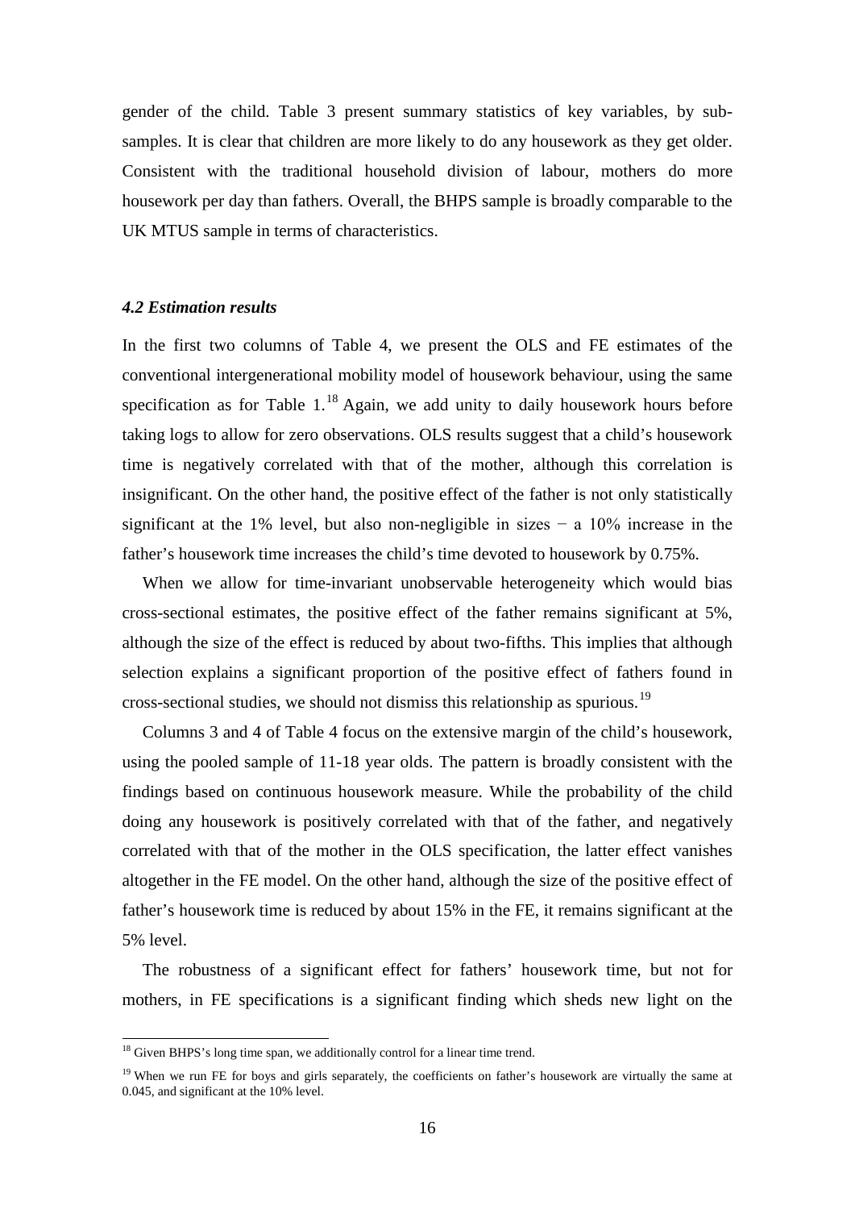gender of the child. Table 3 present summary statistics of key variables, by sub-samples. It is clear that children are more likely to do any housework as they get older. Consistent with the traditional household division of labour, mothers do more housework per day than fathers. Overall, the BHPS sample is broadly comparable to the UK MTUS sample in terms of characteristics.

### *4.2 Estimation results*

In the first two columns of Table 4, we present the OLS and FE estimates of the conventional intergenerational mobility model of housework behaviour, using the same specification as for Table 1.[18] Again, we add unity to daily housework hours before taking logs to allow for zero observations. OLS results suggest that a child's housework time is negatively correlated with that of the mother, although this correlation is insignificant. On the other hand, the positive effect of the father is not only statistically significant at the 1% level, but also non-negligible in sizes − a 10% increase in the father's housework time increases the child's time devoted to housework by 0.75%.

When we allow for time-invariant unobservable heterogeneity which would bias cross-sectional estimates, the positive effect of the father remains significant at 5%, although the size of the effect is reduced by about two-fifths. This implies that although selection explains a significant proportion of the positive effect of fathers found in cross-sectional studies, we should not dismiss this relationship as spurious.[19]

Columns 3 and 4 of Table 4 focus on the extensive margin of the child's housework, using the pooled sample of 11-18 year olds. The pattern is broadly consistent with the findings based on continuous housework measure. While the probability of the child doing any housework is positively correlated with that of the father, and negatively correlated with that of the mother in the OLS specification, the latter effect vanishes altogether in the FE model. On the other hand, although the size of the positive effect of father's housework time is reduced by about 15% in the FE, it remains significant at the 5% level.

The robustness of a significant effect for fathers' housework time, but not for mothers, in FE specifications is a significant finding which sheds new light on the

---

[18] Given BHPS's long time span, we additionally control for a linear time trend.

[19] When we run FE for boys and girls separately, the coefficients on father's housework are virtually the same at 0.045, and significant at the 10% level.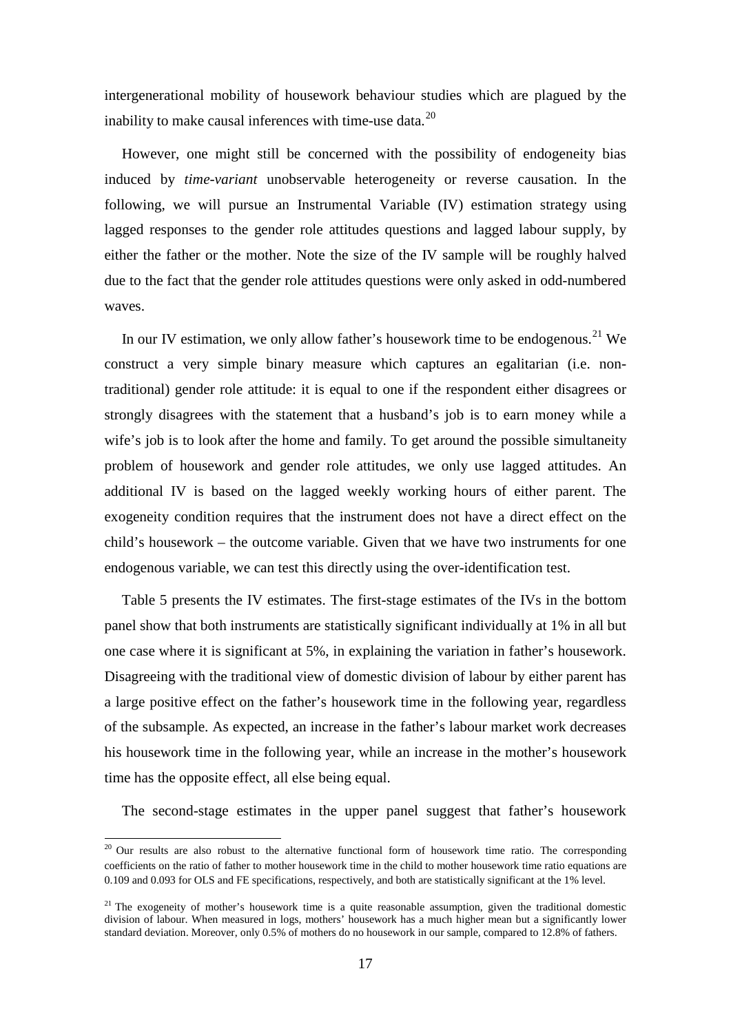intergenerational mobility of housework behaviour studies which are plagued by the inability to make causal inferences with time-use data.[20]

However, one might still be concerned with the possibility of endogeneity bias induced by *time-variant* unobservable heterogeneity or reverse causation. In the following, we will pursue an Instrumental Variable (IV) estimation strategy using lagged responses to the gender role attitudes questions and lagged labour supply, by either the father or the mother. Note the size of the IV sample will be roughly halved due to the fact that the gender role attitudes questions were only asked in odd-numbered waves.

In our IV estimation, we only allow father's housework time to be endogenous.[21] We construct a very simple binary measure which captures an egalitarian (i.e. non-traditional) gender role attitude: it is equal to one if the respondent either disagrees or strongly disagrees with the statement that a husband's job is to earn money while a wife's job is to look after the home and family. To get around the possible simultaneity problem of housework and gender role attitudes, we only use lagged attitudes. An additional IV is based on the lagged weekly working hours of either parent. The exogeneity condition requires that the instrument does not have a direct effect on the child's housework – the outcome variable. Given that we have two instruments for one endogenous variable, we can test this directly using the over-identification test.

Table 5 presents the IV estimates. The first-stage estimates of the IVs in the bottom panel show that both instruments are statistically significant individually at 1% in all but one case where it is significant at 5%, in explaining the variation in father's housework. Disagreeing with the traditional view of domestic division of labour by either parent has a large positive effect on the father's housework time in the following year, regardless of the subsample. As expected, an increase in the father's labour market work decreases his housework time in the following year, while an increase in the mother's housework time has the opposite effect, all else being equal.

The second-stage estimates in the upper panel suggest that father's housework

[20] Our results are also robust to the alternative functional form of housework time ratio. The corresponding coefficients on the ratio of father to mother housework time in the child to mother housework time ratio equations are 0.109 and 0.093 for OLS and FE specifications, respectively, and both are statistically significant at the 1% level.

[21] The exogeneity of mother's housework time is a quite reasonable assumption, given the traditional domestic division of labour. When measured in logs, mothers' housework has a much higher mean but a significantly lower standard deviation. Moreover, only 0.5% of mothers do no housework in our sample, compared to 12.8% of fathers.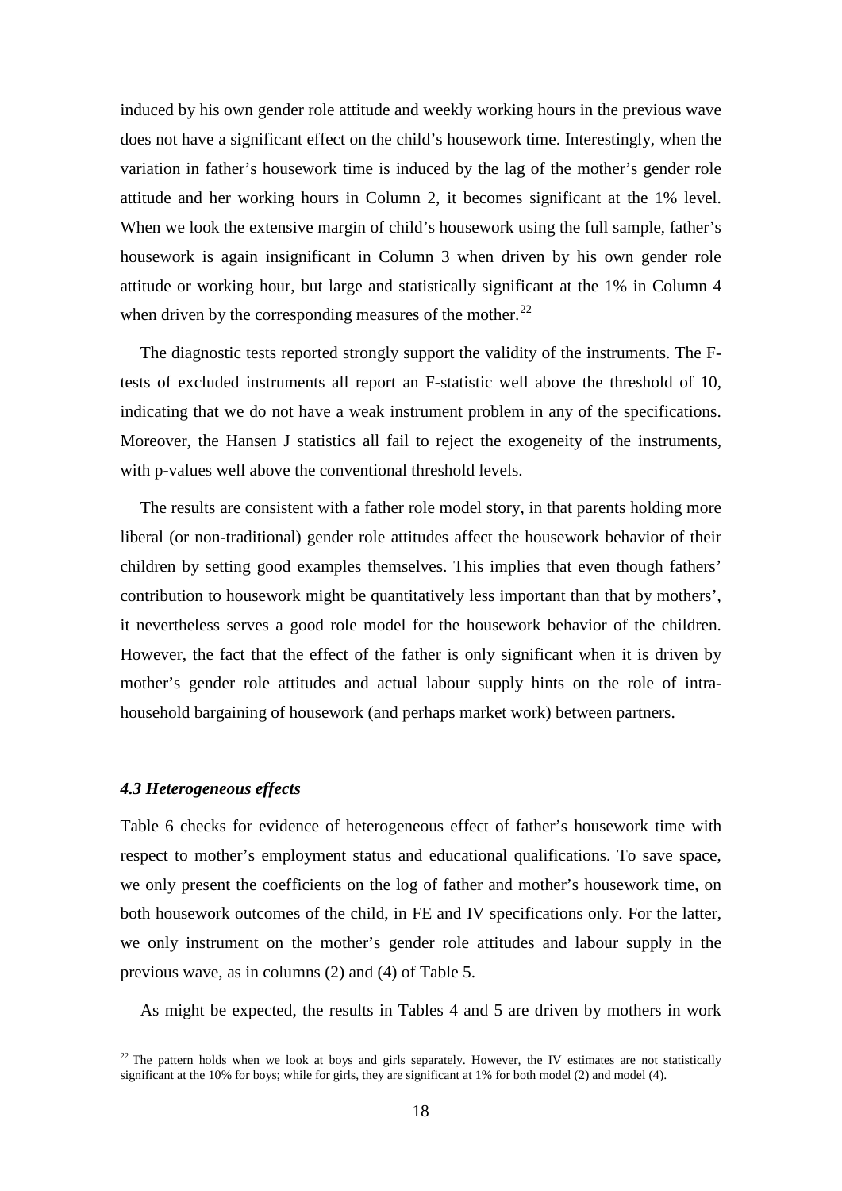induced by his own gender role attitude and weekly working hours in the previous wave does not have a significant effect on the child's housework time. Interestingly, when the variation in father's housework time is induced by the lag of the mother's gender role attitude and her working hours in Column 2, it becomes significant at the 1% level. When we look the extensive margin of child's housework using the full sample, father's housework is again insignificant in Column 3 when driven by his own gender role attitude or working hour, but large and statistically significant at the 1% in Column 4 when driven by the corresponding measures of the mother.[22]

The diagnostic tests reported strongly support the validity of the instruments. The F-tests of excluded instruments all report an F-statistic well above the threshold of 10, indicating that we do not have a weak instrument problem in any of the specifications. Moreover, the Hansen J statistics all fail to reject the exogeneity of the instruments, with p-values well above the conventional threshold levels.

The results are consistent with a father role model story, in that parents holding more liberal (or non-traditional) gender role attitudes affect the housework behavior of their children by setting good examples themselves. This implies that even though fathers' contribution to housework might be quantitatively less important than that by mothers', it nevertheless serves a good role model for the housework behavior of the children. However, the fact that the effect of the father is only significant when it is driven by mother's gender role attitudes and actual labour supply hints on the role of intra-household bargaining of housework (and perhaps market work) between partners.

### *4.3 Heterogeneous effects*

Table 6 checks for evidence of heterogeneous effect of father's housework time with respect to mother's employment status and educational qualifications. To save space, we only present the coefficients on the log of father and mother's housework time, on both housework outcomes of the child, in FE and IV specifications only. For the latter, we only instrument on the mother's gender role attitudes and labour supply in the previous wave, as in columns (2) and (4) of Table 5.

As might be expected, the results in Tables 4 and 5 are driven by mothers in work

[22] The pattern holds when we look at boys and girls separately. However, the IV estimates are not statistically significant at the 10% for boys; while for girls, they are significant at 1% for both model (2) and model (4).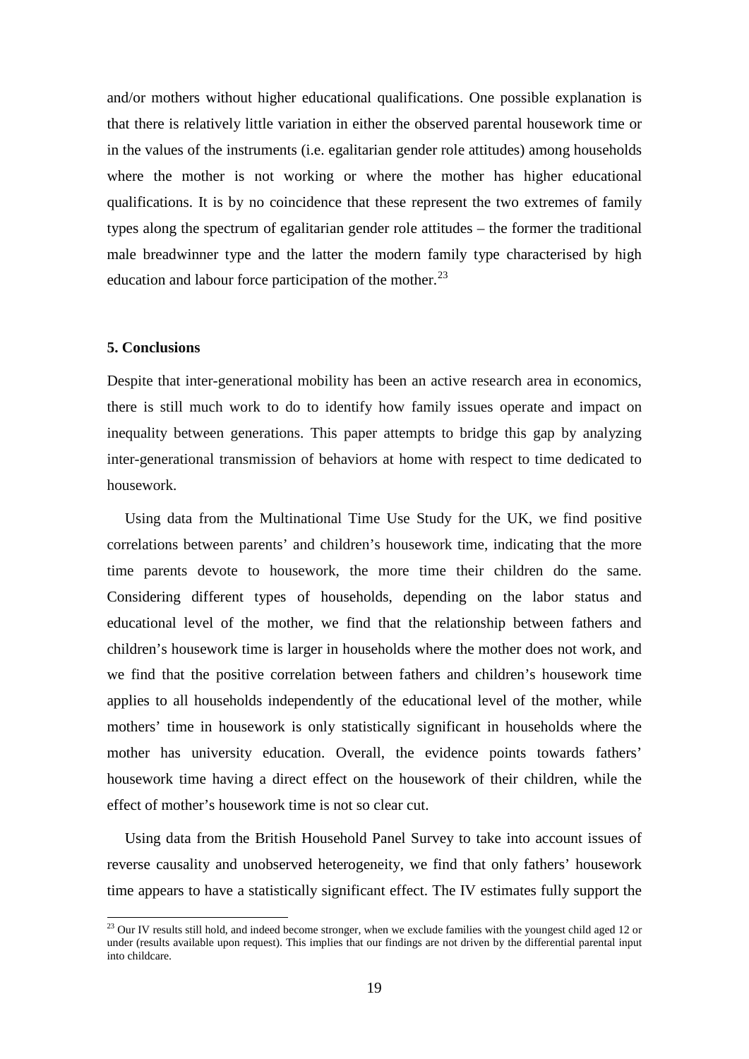and/or mothers without higher educational qualifications. One possible explanation is that there is relatively little variation in either the observed parental housework time or in the values of the instruments (i.e. egalitarian gender role attitudes) among households where the mother is not working or where the mother has higher educational qualifications. It is by no coincidence that these represent the two extremes of family types along the spectrum of egalitarian gender role attitudes – the former the traditional male breadwinner type and the latter the modern family type characterised by high education and labour force participation of the mother.[23]

### 5. Conclusions

Despite that inter-generational mobility has been an active research area in economics, there is still much work to do to identify how family issues operate and impact on inequality between generations. This paper attempts to bridge this gap by analyzing inter-generational transmission of behaviors at home with respect to time dedicated to housework.

Using data from the Multinational Time Use Study for the UK, we find positive correlations between parents' and children's housework time, indicating that the more time parents devote to housework, the more time their children do the same. Considering different types of households, depending on the labor status and educational level of the mother, we find that the relationship between fathers and children's housework time is larger in households where the mother does not work, and we find that the positive correlation between fathers and children's housework time applies to all households independently of the educational level of the mother, while mothers' time in housework is only statistically significant in households where the mother has university education. Overall, the evidence points towards fathers' housework time having a direct effect on the housework of their children, while the effect of mother's housework time is not so clear cut.

Using data from the British Household Panel Survey to take into account issues of reverse causality and unobserved heterogeneity, we find that only fathers' housework time appears to have a statistically significant effect. The IV estimates fully support the

[23] Our IV results still hold, and indeed become stronger, when we exclude families with the youngest child aged 12 or under (results available upon request). This implies that our findings are not driven by the differential parental input into childcare.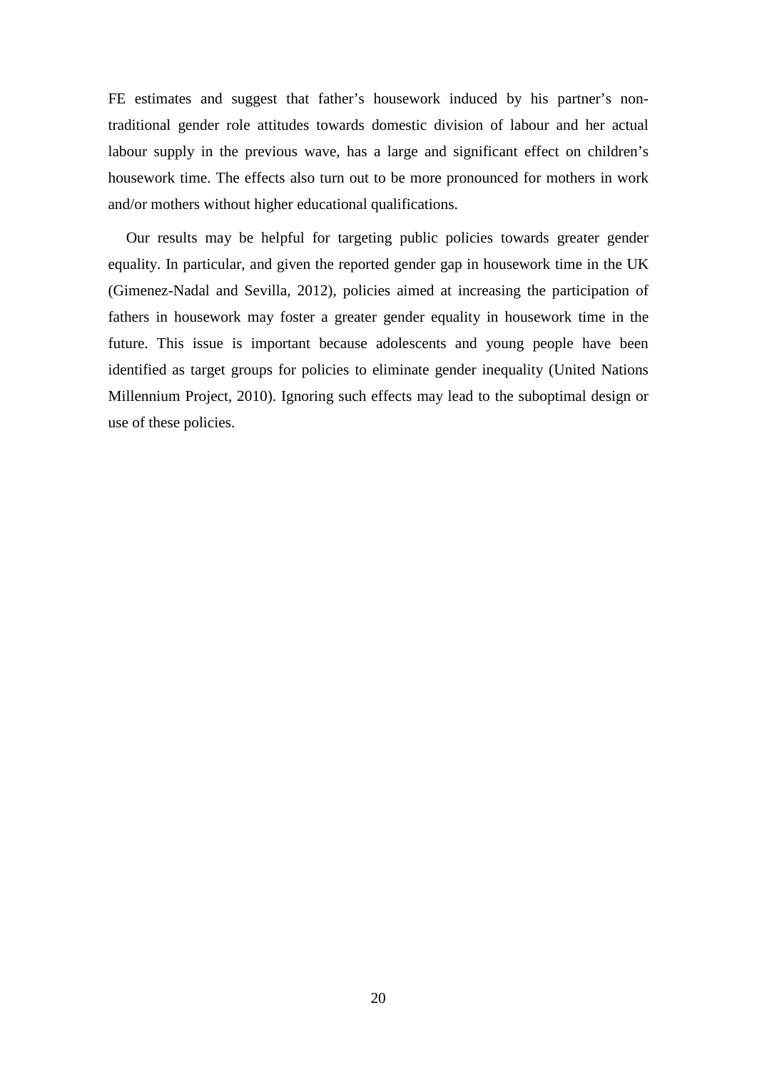FE estimates and suggest that father's housework induced by his partner's non-traditional gender role attitudes towards domestic division of labour and her actual labour supply in the previous wave, has a large and significant effect on children's housework time. The effects also turn out to be more pronounced for mothers in work and/or mothers without higher educational qualifications.

Our results may be helpful for targeting public policies towards greater gender equality. In particular, and given the reported gender gap in housework time in the UK (Gimenez-Nadal and Sevilla, 2012), policies aimed at increasing the participation of fathers in housework may foster a greater gender equality in housework time in the future. This issue is important because adolescents and young people have been identified as target groups for policies to eliminate gender inequality (United Nations Millennium Project, 2010). Ignoring such effects may lead to the suboptimal design or use of these policies.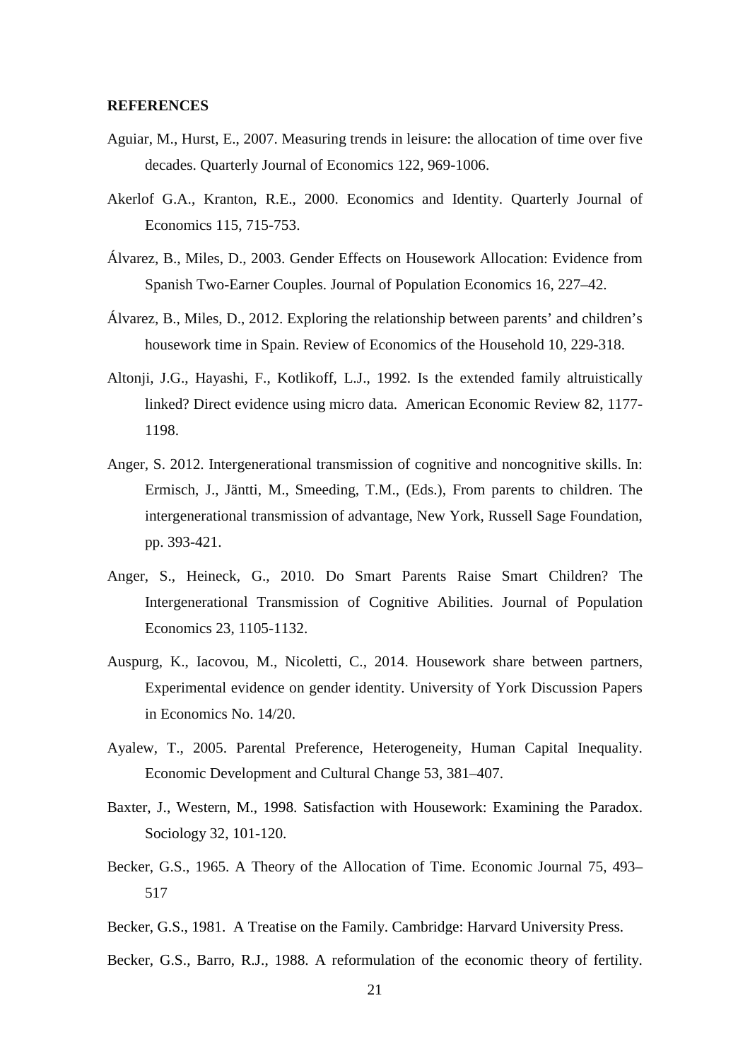**REFERENCES**

Aguiar, M., Hurst, E., 2007. Measuring trends in leisure: the allocation of time over five decades. Quarterly Journal of Economics 122, 969-1006.

Akerlof G.A., Kranton, R.E., 2000. Economics and Identity. Quarterly Journal of Economics 115, 715-753.

Álvarez, B., Miles, D., 2003. Gender Effects on Housework Allocation: Evidence from Spanish Two-Earner Couples. Journal of Population Economics 16, 227–42.

Álvarez, B., Miles, D., 2012. Exploring the relationship between parents' and children's housework time in Spain. Review of Economics of the Household 10, 229-318.

Altonji, J.G., Hayashi, F., Kotlikoff, L.J., 1992. Is the extended family altruistically linked? Direct evidence using micro data. American Economic Review 82, 1177-1198.

Anger, S. 2012. Intergenerational transmission of cognitive and noncognitive skills. In: Ermisch, J., Jäntti, M., Smeeding, T.M., (Eds.), From parents to children. The intergenerational transmission of advantage, New York, Russell Sage Foundation, pp. 393-421.

Anger, S., Heineck, G., 2010. Do Smart Parents Raise Smart Children? The Intergenerational Transmission of Cognitive Abilities. Journal of Population Economics 23, 1105-1132.

Auspurg, K., Iacovou, M., Nicoletti, C., 2014. Housework share between partners, Experimental evidence on gender identity. University of York Discussion Papers in Economics No. 14/20.

Ayalew, T., 2005. Parental Preference, Heterogeneity, Human Capital Inequality. Economic Development and Cultural Change 53, 381–407.

Baxter, J., Western, M., 1998. Satisfaction with Housework: Examining the Paradox. Sociology 32, 101-120.

Becker, G.S., 1965. A Theory of the Allocation of Time. Economic Journal 75, 493–517

Becker, G.S., 1981. A Treatise on the Family. Cambridge: Harvard University Press.

Becker, G.S., Barro, R.J., 1988. A reformulation of the economic theory of fertility.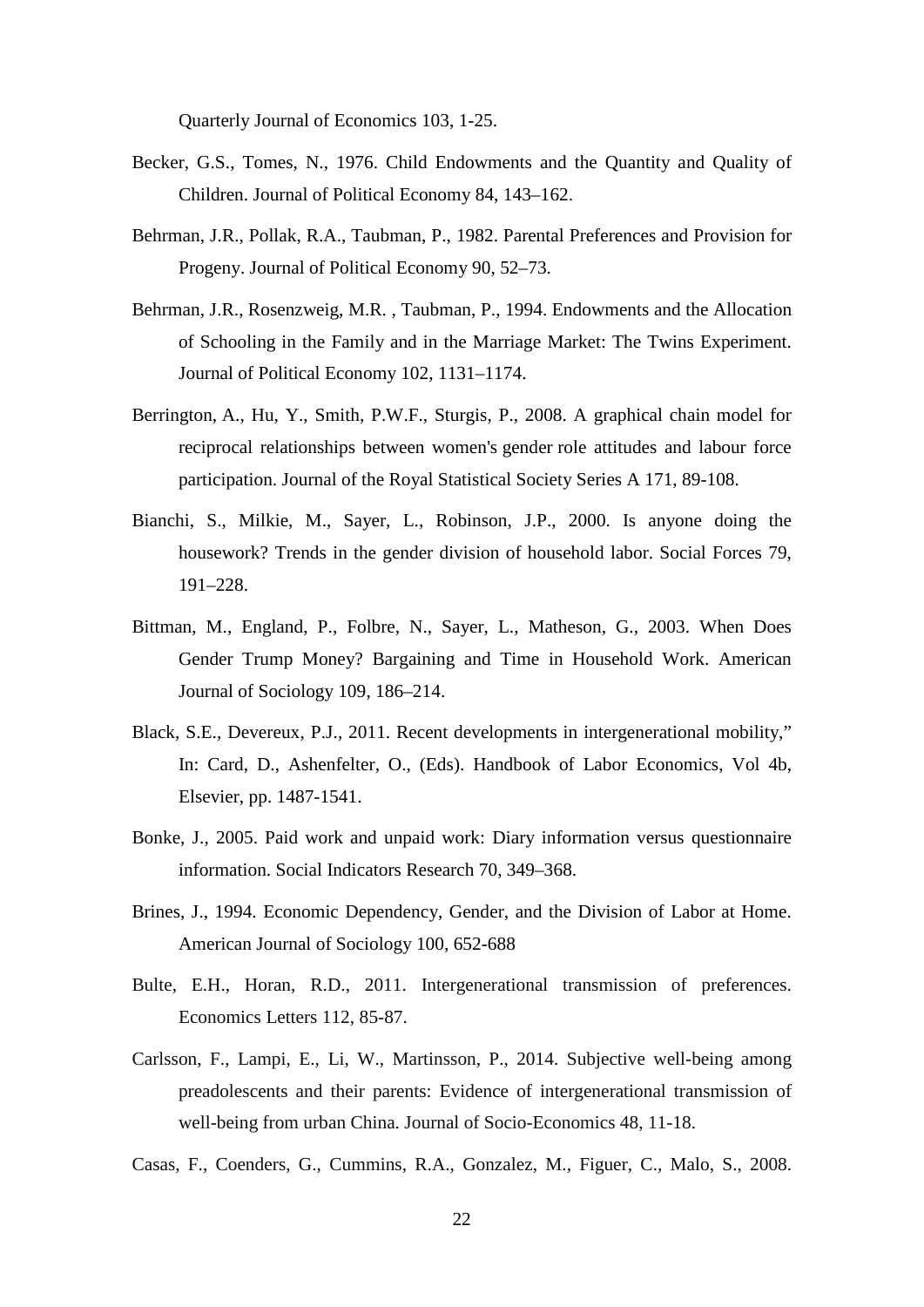Quarterly Journal of Economics 103, 1-25.

Becker, G.S., Tomes, N., 1976. Child Endowments and the Quantity and Quality of Children. Journal of Political Economy 84, 143–162.

Behrman, J.R., Pollak, R.A., Taubman, P., 1982. Parental Preferences and Provision for Progeny. Journal of Political Economy 90, 52–73.

Behrman, J.R., Rosenzweig, M.R. , Taubman, P., 1994. Endowments and the Allocation of Schooling in the Family and in the Marriage Market: The Twins Experiment. Journal of Political Economy 102, 1131–1174.

Berrington, A., Hu, Y., Smith, P.W.F., Sturgis, P., 2008. A graphical chain model for reciprocal relationships between women's gender role attitudes and labour force participation. Journal of the Royal Statistical Society Series A 171, 89-108.

Bianchi, S., Milkie, M., Sayer, L., Robinson, J.P., 2000. Is anyone doing the housework? Trends in the gender division of household labor. Social Forces 79, 191–228.

Bittman, M., England, P., Folbre, N., Sayer, L., Matheson, G., 2003. When Does Gender Trump Money? Bargaining and Time in Household Work. American Journal of Sociology 109, 186–214.

Black, S.E., Devereux, P.J., 2011. Recent developments in intergenerational mobility," In: Card, D., Ashenfelter, O., (Eds). Handbook of Labor Economics, Vol 4b, Elsevier, pp. 1487-1541.

Bonke, J., 2005. Paid work and unpaid work: Diary information versus questionnaire information. Social Indicators Research 70, 349–368.

Brines, J., 1994. Economic Dependency, Gender, and the Division of Labor at Home. American Journal of Sociology 100, 652-688

Bulte, E.H., Horan, R.D., 2011. Intergenerational transmission of preferences. Economics Letters 112, 85-87.

Carlsson, F., Lampi, E., Li, W., Martinsson, P., 2014. Subjective well-being among preadolescents and their parents: Evidence of intergenerational transmission of well-being from urban China. Journal of Socio-Economics 48, 11-18.

Casas, F., Coenders, G., Cummins, R.A., Gonzalez, M., Figuer, C., Malo, S., 2008.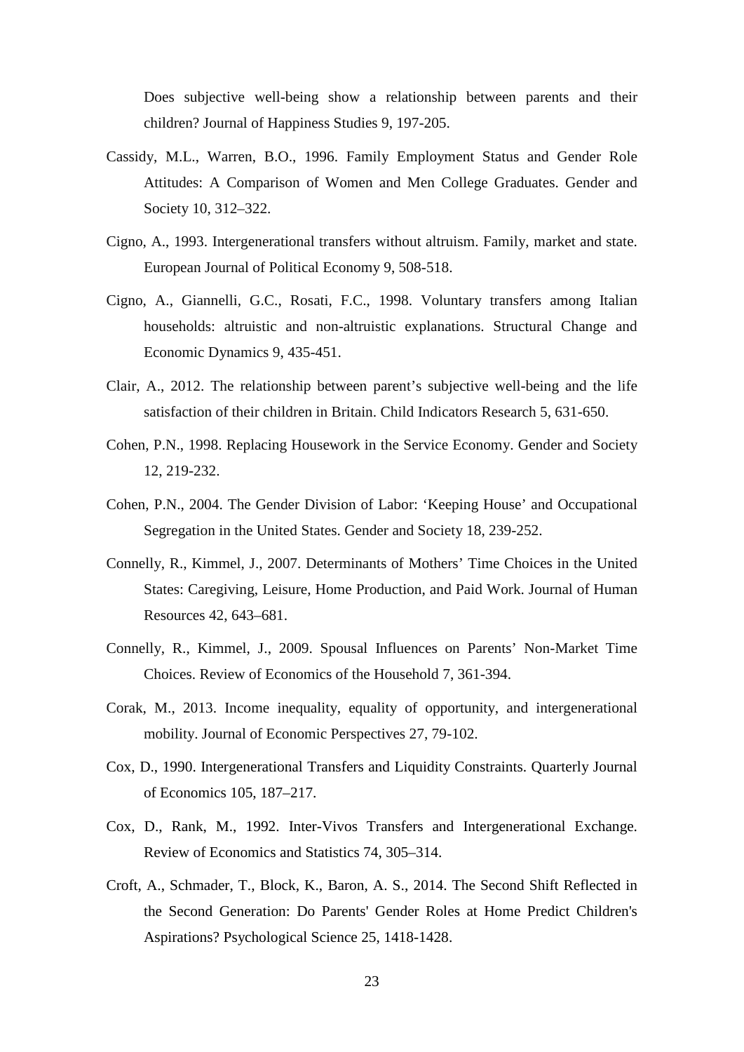Does subjective well-being show a relationship between parents and their children? Journal of Happiness Studies 9, 197-205.

Cassidy, M.L., Warren, B.O., 1996. Family Employment Status and Gender Role Attitudes: A Comparison of Women and Men College Graduates. Gender and Society 10, 312–322.

Cigno, A., 1993. Intergenerational transfers without altruism. Family, market and state. European Journal of Political Economy 9, 508-518.

Cigno, A., Giannelli, G.C., Rosati, F.C., 1998. Voluntary transfers among Italian households: altruistic and non-altruistic explanations. Structural Change and Economic Dynamics 9, 435-451.

Clair, A., 2012. The relationship between parent's subjective well-being and the life satisfaction of their children in Britain. Child Indicators Research 5, 631-650.

Cohen, P.N., 1998. Replacing Housework in the Service Economy. Gender and Society 12, 219-232.

Cohen, P.N., 2004. The Gender Division of Labor: 'Keeping House' and Occupational Segregation in the United States. Gender and Society 18, 239-252.

Connelly, R., Kimmel, J., 2007. Determinants of Mothers' Time Choices in the United States: Caregiving, Leisure, Home Production, and Paid Work. Journal of Human Resources 42, 643–681.

Connelly, R., Kimmel, J., 2009. Spousal Influences on Parents' Non-Market Time Choices. Review of Economics of the Household 7, 361-394.

Corak, M., 2013. Income inequality, equality of opportunity, and intergenerational mobility. Journal of Economic Perspectives 27, 79-102.

Cox, D., 1990. Intergenerational Transfers and Liquidity Constraints. Quarterly Journal of Economics 105, 187–217.

Cox, D., Rank, M., 1992. Inter-Vivos Transfers and Intergenerational Exchange. Review of Economics and Statistics 74, 305–314.

Croft, A., Schmader, T., Block, K., Baron, A. S., 2014. The Second Shift Reflected in the Second Generation: Do Parents' Gender Roles at Home Predict Children's Aspirations? Psychological Science 25, 1418-1428.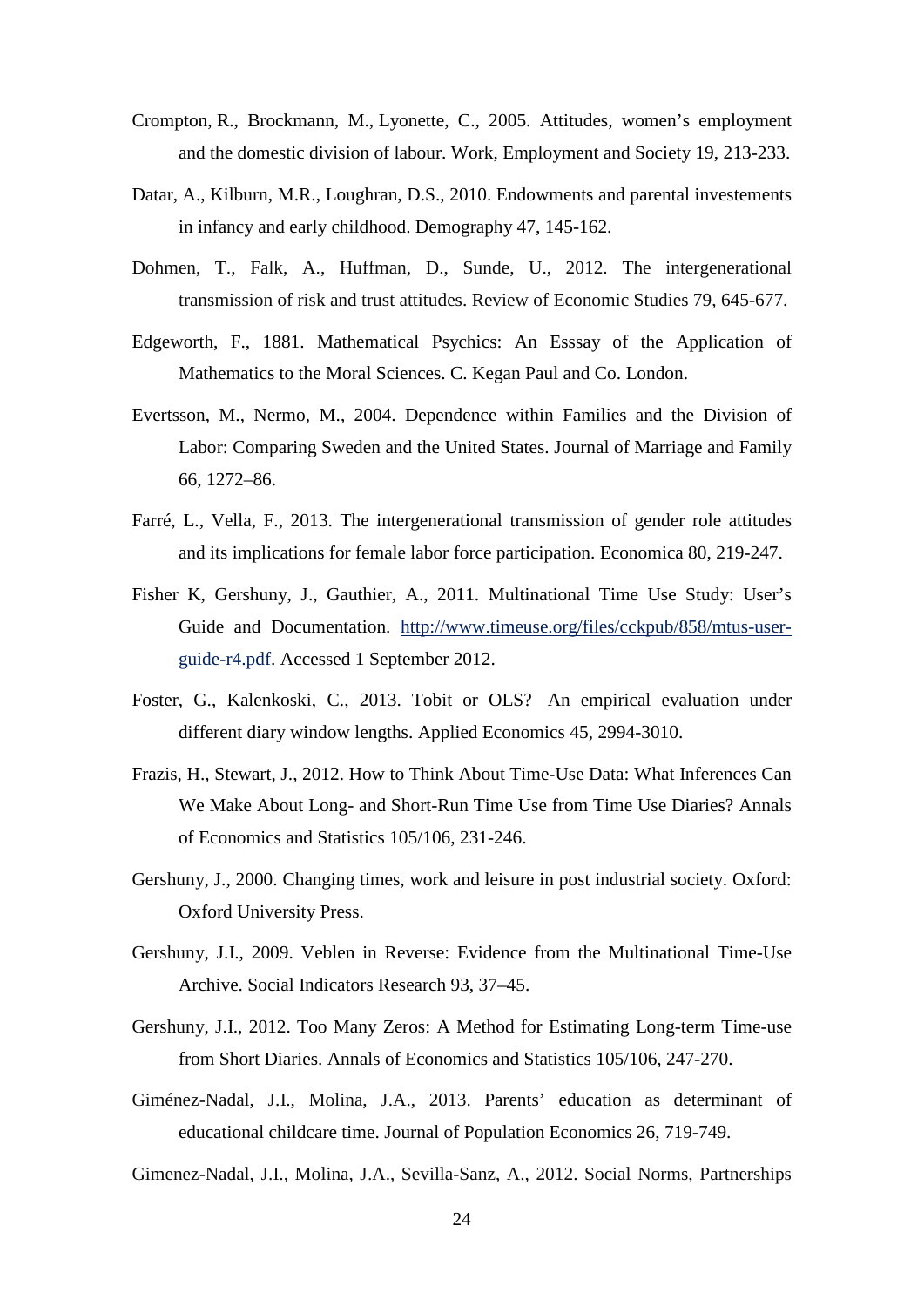Crompton, R., Brockmann, M., Lyonette, C., 2005. Attitudes, women's employment and the domestic division of labour. Work, Employment and Society 19, 213-233.

Datar, A., Kilburn, M.R., Loughran, D.S., 2010. Endowments and parental investements in infancy and early childhood. Demography 47, 145-162.

Dohmen, T., Falk, A., Huffman, D., Sunde, U., 2012. The intergenerational transmission of risk and trust attitudes. Review of Economic Studies 79, 645-677.

Edgeworth, F., 1881. Mathematical Psychics: An Esssay of the Application of Mathematics to the Moral Sciences. C. Kegan Paul and Co. London.

Evertsson, M., Nermo, M., 2004. Dependence within Families and the Division of Labor: Comparing Sweden and the United States. Journal of Marriage and Family 66, 1272–86.

Farré, L., Vella, F., 2013. The intergenerational transmission of gender role attitudes and its implications for female labor force participation. Economica 80, 219-247.

Fisher K, Gershuny, J., Gauthier, A., 2011. Multinational Time Use Study: User's Guide and Documentation. http://www.timeuse.org/files/cckpub/858/mtus-user-guide-r4.pdf. Accessed 1 September 2012.

Foster, G., Kalenkoski, C., 2013. Tobit or OLS? An empirical evaluation under different diary window lengths. Applied Economics 45, 2994-3010.

Frazis, H., Stewart, J., 2012. How to Think About Time-Use Data: What Inferences Can We Make About Long- and Short-Run Time Use from Time Use Diaries? Annals of Economics and Statistics 105/106, 231-246.

Gershuny, J., 2000. Changing times, work and leisure in post industrial society. Oxford: Oxford University Press.

Gershuny, J.I., 2009. Veblen in Reverse: Evidence from the Multinational Time-Use Archive. Social Indicators Research 93, 37–45.

Gershuny, J.I., 2012. Too Many Zeros: A Method for Estimating Long-term Time-use from Short Diaries. Annals of Economics and Statistics 105/106, 247-270.

Giménez-Nadal, J.I., Molina, J.A., 2013. Parents' education as determinant of educational childcare time. Journal of Population Economics 26, 719-749.

Gimenez-Nadal, J.I., Molina, J.A., Sevilla-Sanz, A., 2012. Social Norms, Partnerships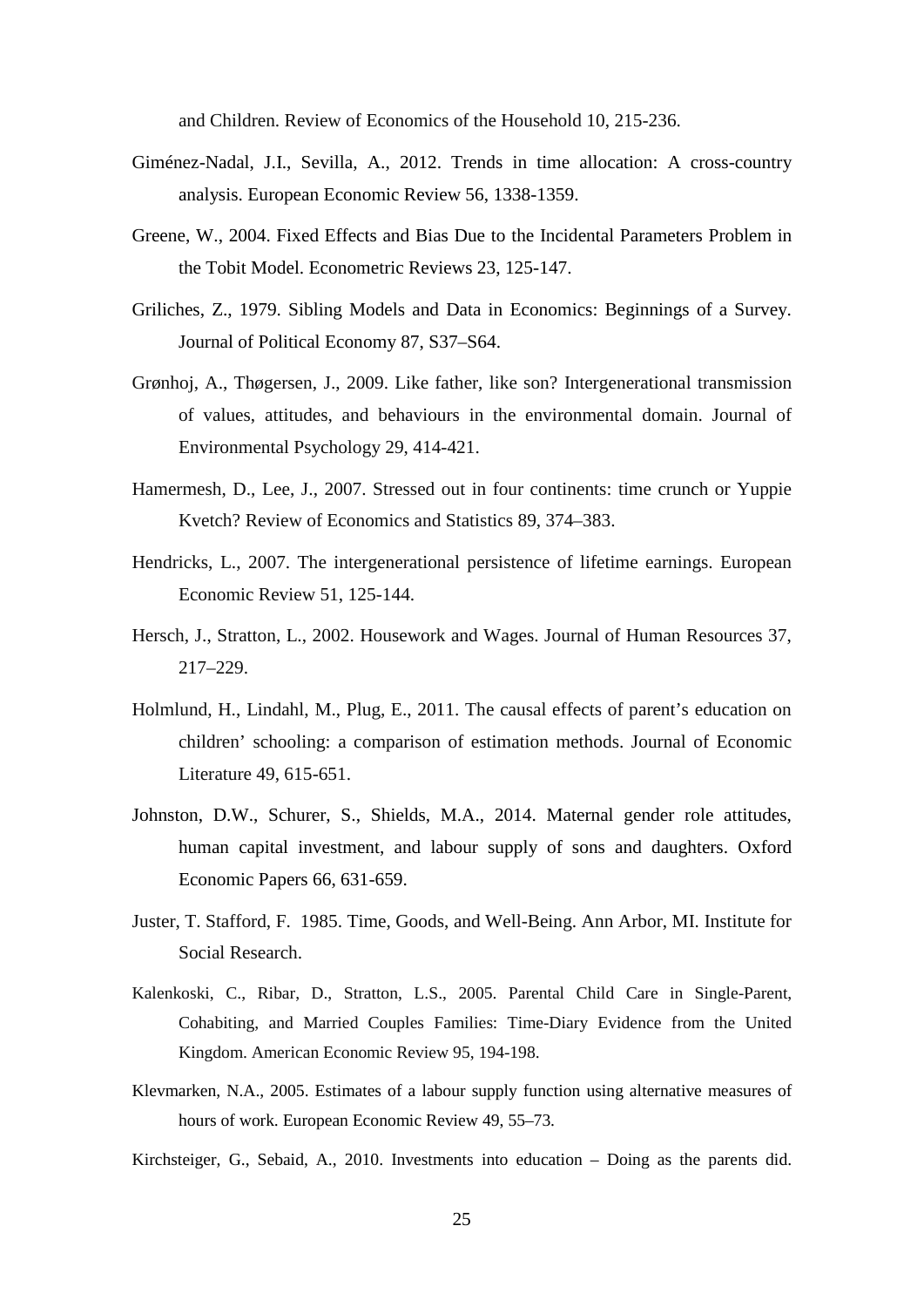and Children. Review of Economics of the Household 10, 215-236.

Giménez-Nadal, J.I., Sevilla, A., 2012. Trends in time allocation: A cross-country analysis. European Economic Review 56, 1338-1359.

Greene, W., 2004. Fixed Effects and Bias Due to the Incidental Parameters Problem in the Tobit Model. Econometric Reviews 23, 125-147.

Griliches, Z., 1979. Sibling Models and Data in Economics: Beginnings of a Survey. Journal of Political Economy 87, S37–S64.

Grønhoj, A., Thøgersen, J., 2009. Like father, like son? Intergenerational transmission of values, attitudes, and behaviours in the environmental domain. Journal of Environmental Psychology 29, 414-421.

Hamermesh, D., Lee, J., 2007. Stressed out in four continents: time crunch or Yuppie Kvetch? Review of Economics and Statistics 89, 374–383.

Hendricks, L., 2007. The intergenerational persistence of lifetime earnings. European Economic Review 51, 125-144.

Hersch, J., Stratton, L., 2002. Housework and Wages. Journal of Human Resources 37, 217–229.

Holmlund, H., Lindahl, M., Plug, E., 2011. The causal effects of parent's education on children' schooling: a comparison of estimation methods. Journal of Economic Literature 49, 615-651.

Johnston, D.W., Schurer, S., Shields, M.A., 2014. Maternal gender role attitudes, human capital investment, and labour supply of sons and daughters. Oxford Economic Papers 66, 631-659.

Juster, T. Stafford, F. 1985. Time, Goods, and Well-Being. Ann Arbor, MI. Institute for Social Research.

Kalenkoski, C., Ribar, D., Stratton, L.S., 2005. Parental Child Care in Single-Parent, Cohabiting, and Married Couples Families: Time-Diary Evidence from the United Kingdom. American Economic Review 95, 194-198.

Klevmarken, N.A., 2005. Estimates of a labour supply function using alternative measures of hours of work. European Economic Review 49, 55–73.

Kirchsteiger, G., Sebaid, A., 2010. Investments into education – Doing as the parents did.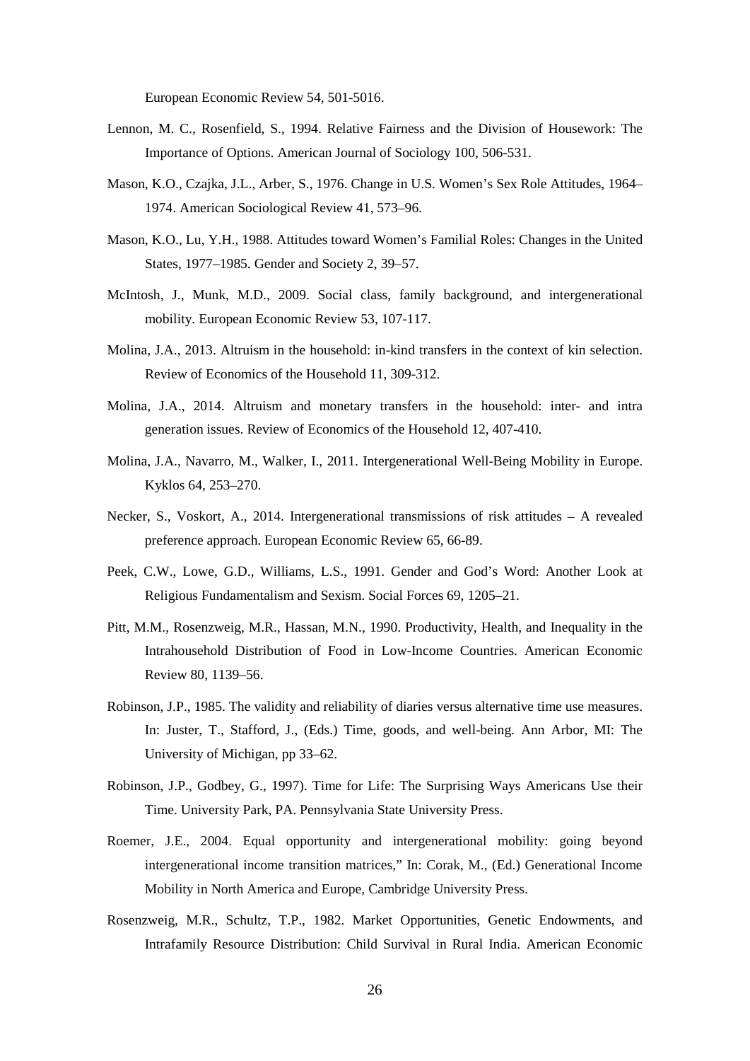European Economic Review 54, 501-5016.

Lennon, M. C., Rosenfield, S., 1994. Relative Fairness and the Division of Housework: The Importance of Options. American Journal of Sociology 100, 506-531.

Mason, K.O., Czajka, J.L., Arber, S., 1976. Change in U.S. Women's Sex Role Attitudes, 1964–1974. American Sociological Review 41, 573–96.

Mason, K.O., Lu, Y.H., 1988. Attitudes toward Women's Familial Roles: Changes in the United States, 1977–1985. Gender and Society 2, 39–57.

McIntosh, J., Munk, M.D., 2009. Social class, family background, and intergenerational mobility. European Economic Review 53, 107-117.

Molina, J.A., 2013. Altruism in the household: in-kind transfers in the context of kin selection. Review of Economics of the Household 11, 309-312.

Molina, J.A., 2014. Altruism and monetary transfers in the household: inter- and intra generation issues. Review of Economics of the Household 12, 407-410.

Molina, J.A., Navarro, M., Walker, I., 2011. Intergenerational Well-Being Mobility in Europe. Kyklos 64, 253–270.

Necker, S., Voskort, A., 2014. Intergenerational transmissions of risk attitudes – A revealed preference approach. European Economic Review 65, 66-89.

Peek, C.W., Lowe, G.D., Williams, L.S., 1991. Gender and God's Word: Another Look at Religious Fundamentalism and Sexism. Social Forces 69, 1205–21.

Pitt, M.M., Rosenzweig, M.R., Hassan, M.N., 1990. Productivity, Health, and Inequality in the Intrahousehold Distribution of Food in Low-Income Countries. American Economic Review 80, 1139–56.

Robinson, J.P., 1985. The validity and reliability of diaries versus alternative time use measures. In: Juster, T., Stafford, J., (Eds.) Time, goods, and well-being. Ann Arbor, MI: The University of Michigan, pp 33–62.

Robinson, J.P., Godbey, G., 1997). Time for Life: The Surprising Ways Americans Use their Time. University Park, PA. Pennsylvania State University Press.

Roemer, J.E., 2004. Equal opportunity and intergenerational mobility: going beyond intergenerational income transition matrices," In: Corak, M., (Ed.) Generational Income Mobility in North America and Europe, Cambridge University Press.

Rosenzweig, M.R., Schultz, T.P., 1982. Market Opportunities, Genetic Endowments, and Intrafamily Resource Distribution: Child Survival in Rural India. American Economic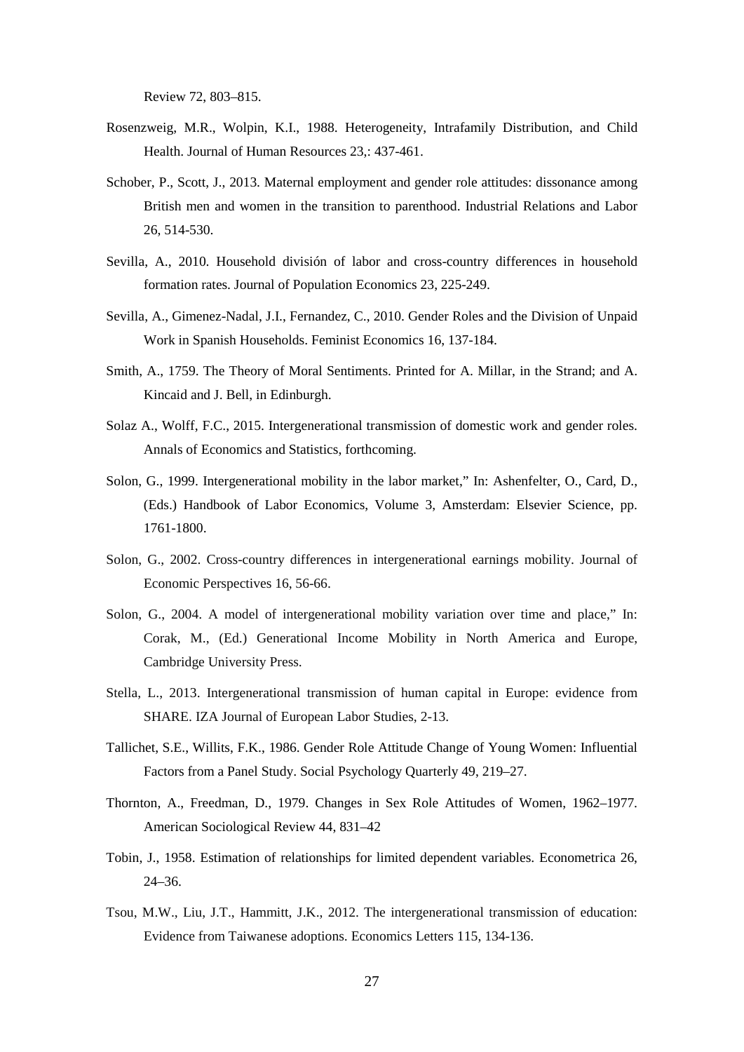Review 72, 803–815.

Rosenzweig, M.R., Wolpin, K.I., 1988. Heterogeneity, Intrafamily Distribution, and Child Health. Journal of Human Resources 23,: 437-461.

Schober, P., Scott, J., 2013. Maternal employment and gender role attitudes: dissonance among British men and women in the transition to parenthood. Industrial Relations and Labor 26, 514-530.

Sevilla, A., 2010. Household división of labor and cross-country differences in household formation rates. Journal of Population Economics 23, 225-249.

Sevilla, A., Gimenez-Nadal, J.I., Fernandez, C., 2010. Gender Roles and the Division of Unpaid Work in Spanish Households. Feminist Economics 16, 137-184.

Smith, A., 1759. The Theory of Moral Sentiments. Printed for A. Millar, in the Strand; and A. Kincaid and J. Bell, in Edinburgh.

Solaz A., Wolff, F.C., 2015. Intergenerational transmission of domestic work and gender roles. Annals of Economics and Statistics, forthcoming.

Solon, G., 1999. Intergenerational mobility in the labor market," In: Ashenfelter, O., Card, D., (Eds.) Handbook of Labor Economics, Volume 3, Amsterdam: Elsevier Science, pp. 1761-1800.

Solon, G., 2002. Cross-country differences in intergenerational earnings mobility. Journal of Economic Perspectives 16, 56-66.

Solon, G., 2004. A model of intergenerational mobility variation over time and place," In: Corak, M., (Ed.) Generational Income Mobility in North America and Europe, Cambridge University Press.

Stella, L., 2013. Intergenerational transmission of human capital in Europe: evidence from SHARE. IZA Journal of European Labor Studies, 2-13.

Tallichet, S.E., Willits, F.K., 1986. Gender Role Attitude Change of Young Women: Influential Factors from a Panel Study. Social Psychology Quarterly 49, 219–27.

Thornton, A., Freedman, D., 1979. Changes in Sex Role Attitudes of Women, 1962–1977. American Sociological Review 44, 831–42

Tobin, J., 1958. Estimation of relationships for limited dependent variables. Econometrica 26, 24–36.

Tsou, M.W., Liu, J.T., Hammitt, J.K., 2012. The intergenerational transmission of education: Evidence from Taiwanese adoptions. Economics Letters 115, 134-136.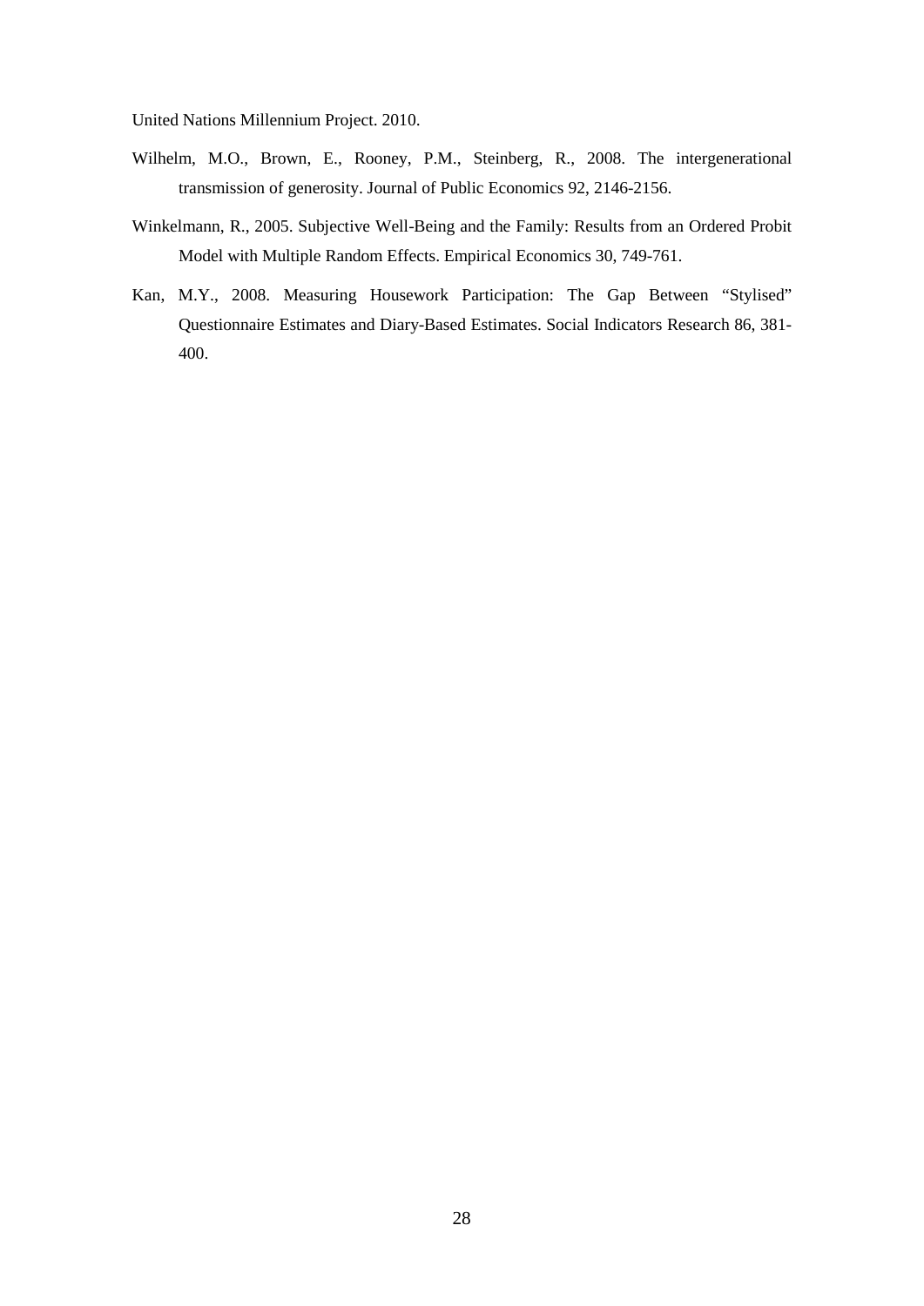United Nations Millennium Project. 2010.

Wilhelm, M.O., Brown, E., Rooney, P.M., Steinberg, R., 2008. The intergenerational transmission of generosity. Journal of Public Economics 92, 2146-2156.

Winkelmann, R., 2005. Subjective Well-Being and the Family: Results from an Ordered Probit Model with Multiple Random Effects. Empirical Economics 30, 749-761.

Kan, M.Y., 2008. Measuring Housework Participation: The Gap Between "Stylised" Questionnaire Estimates and Diary-Based Estimates. Social Indicators Research 86, 381-400.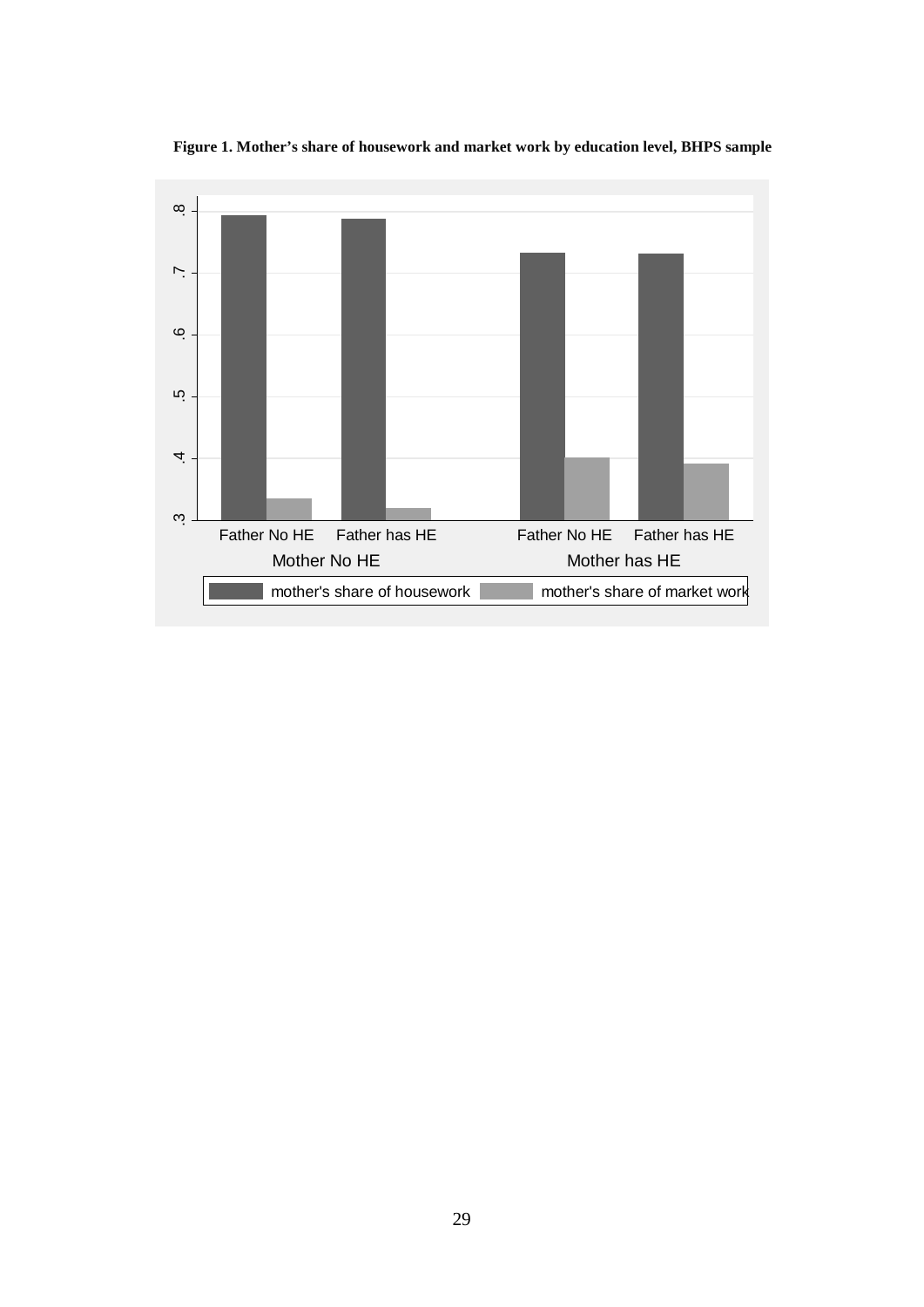**Figure 1. Mother's share of housework and market work by education level, BHPS sample**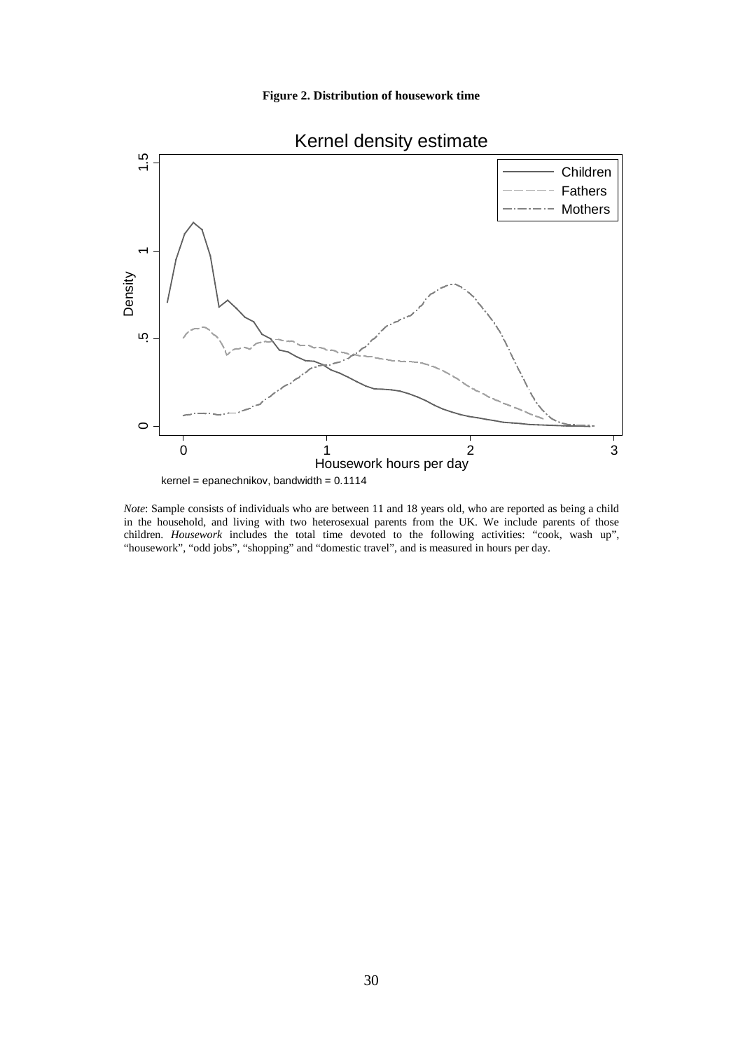**Figure 2. Distribution of housework time**

*Note*: Sample consists of individuals who are between 11 and 18 years old, who are reported as being a child in the household, and living with two heterosexual parents from the UK. We include parents of those children. *Housework* includes the total time devoted to the following activities: “cook, wash up”, “housework”, “odd jobs”, “shopping” and “domestic travel”, and is measured in hours per day.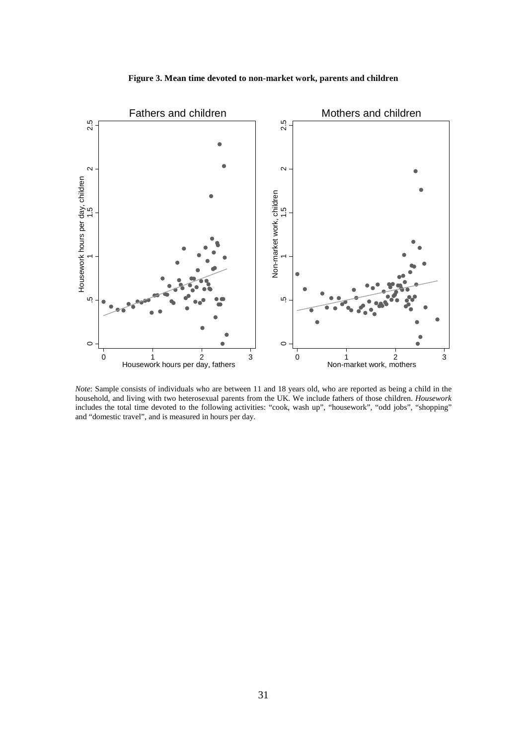**Figure 3. Mean time devoted to non-market work, parents and children**

*Note*: Sample consists of individuals who are between 11 and 18 years old, who are reported as being a child in the household, and living with two heterosexual parents from the UK. We include fathers of those children. *Housework* includes the total time devoted to the following activities: "cook, wash up", "housework", "odd jobs", "shopping" and "domestic travel", and is measured in hours per day.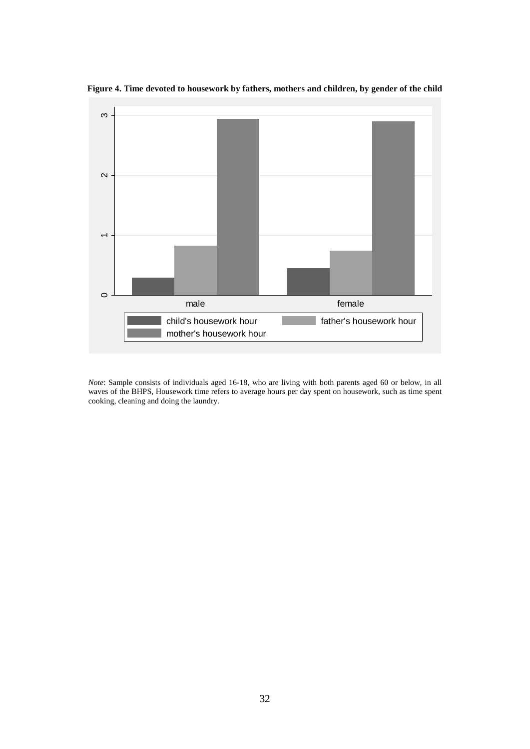**Figure 4. Time devoted to housework by fathers, mothers and children, by gender of the child**

*Note*: Sample consists of individuals aged 16-18, who are living with both parents aged 60 or below, in all waves of the BHPS, Housework time refers to average hours per day spent on housework, such as time spent cooking, cleaning and doing the laundry.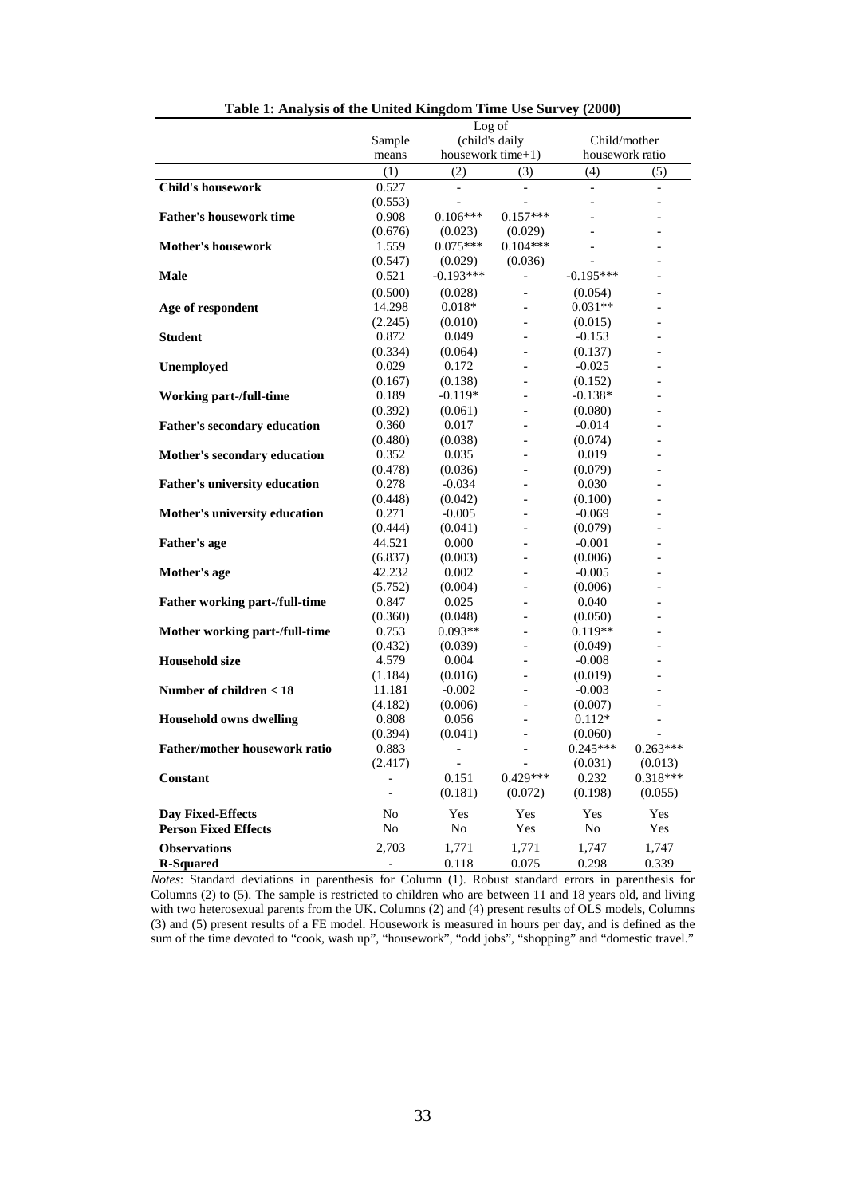**Table 1: Analysis of the United Kingdom Time Use Survey (2000)**

| | Sample means | Log of (child's daily housework time+1) | | Child/mother housework ratio | |
|---|---|---|---|---|---|
| | (1) | (2) | (3) | (4) | (5) |
| **Child's housework** | 0.527 | - | - | - | - |
| | (0.553) | - | - | - | - |
| **Father's housework time** | 0.908 | 0.106*** | 0.157*** | - | - |
| | (0.676) | (0.023) | (0.029) | - | - |
| **Mother's housework** | 1.559 | 0.075*** | 0.104*** | - | - |
| | (0.547) | (0.029) | (0.036) | - | - |
| **Male** | 0.521 | -0.193*** | - | -0.195*** | - |
| | (0.500) | (0.028) | - | (0.054) | - |
| **Age of respondent** | 14.298 | 0.018* | - | 0.031** | - |
| | (2.245) | (0.010) | - | (0.015) | - |
| **Student** | 0.872 | 0.049 | - | -0.153 | - |
| | (0.334) | (0.064) | - | (0.137) | - |
| **Unemployed** | 0.029 | 0.172 | - | -0.025 | - |
| | (0.167) | (0.138) | - | (0.152) | - |
| **Working part-/full-time** | 0.189 | -0.119* | - | -0.138* | - |
| | (0.392) | (0.061) | - | (0.080) | - |
| **Father's secondary education** | 0.360 | 0.017 | - | -0.014 | - |
| | (0.480) | (0.038) | - | (0.074) | - |
| **Mother's secondary education** | 0.352 | 0.035 | - | 0.019 | - |
| | (0.478) | (0.036) | - | (0.079) | - |
| **Father's university education** | 0.278 | -0.034 | - | 0.030 | - |
| | (0.448) | (0.042) | - | (0.100) | - |
| **Mother's university education** | 0.271 | -0.005 | - | -0.069 | - |
| | (0.444) | (0.041) | - | (0.079) | - |
| **Father's age** | 44.521 | 0.000 | - | -0.001 | - |
| | (6.837) | (0.003) | - | (0.006) | - |
| **Mother's age** | 42.232 | 0.002 | - | -0.005 | - |
| | (5.752) | (0.004) | - | (0.006) | - |
| **Father working part-/full-time** | 0.847 | 0.025 | - | 0.040 | - |
| | (0.360) | (0.048) | - | (0.050) | - |
| **Mother working part-/full-time** | 0.753 | 0.093** | - | 0.119** | - |
| | (0.432) | (0.039) | - | (0.049) | - |
| **Household size** | 4.579 | 0.004 | - | -0.008 | - |
| | (1.184) | (0.016) | - | (0.019) | - |
| **Number of children < 18** | 11.181 | -0.002 | - | -0.003 | - |
| | (4.182) | (0.006) | - | (0.007) | - |
| **Household owns dwelling** | 0.808 | 0.056 | - | 0.112* | - |
| | (0.394) | (0.041) | - | (0.060) | - |
| **Father/mother housework ratio** | 0.883 | - | - | 0.245*** | 0.263*** |
| | (2.417) | - | - | (0.031) | (0.013) |
| **Constant** | - | 0.151 | 0.429*** | 0.232 | 0.318*** |
| | - | (0.181) | (0.072) | (0.198) | (0.055) |
| **Day Fixed-Effects** | No | Yes | Yes | Yes | Yes |
| **Person Fixed Effects** | No | No | Yes | No | Yes |
| **Observations** | 2,703 | 1,771 | 1,771 | 1,747 | 1,747 |
| **R-Squared** | - | 0.118 | 0.075 | 0.298 | 0.339 |

*Notes*: Standard deviations in parenthesis for Column (1). Robust standard errors in parenthesis for Columns (2) to (5). The sample is restricted to children who are between 11 and 18 years old, and living with two heterosexual parents from the UK. Columns (2) and (4) present results of OLS models, Columns (3) and (5) present results of a FE model. Housework is measured in hours per day, and is defined as the sum of the time devoted to "cook, wash up", "housework", "odd jobs", "shopping" and "domestic travel."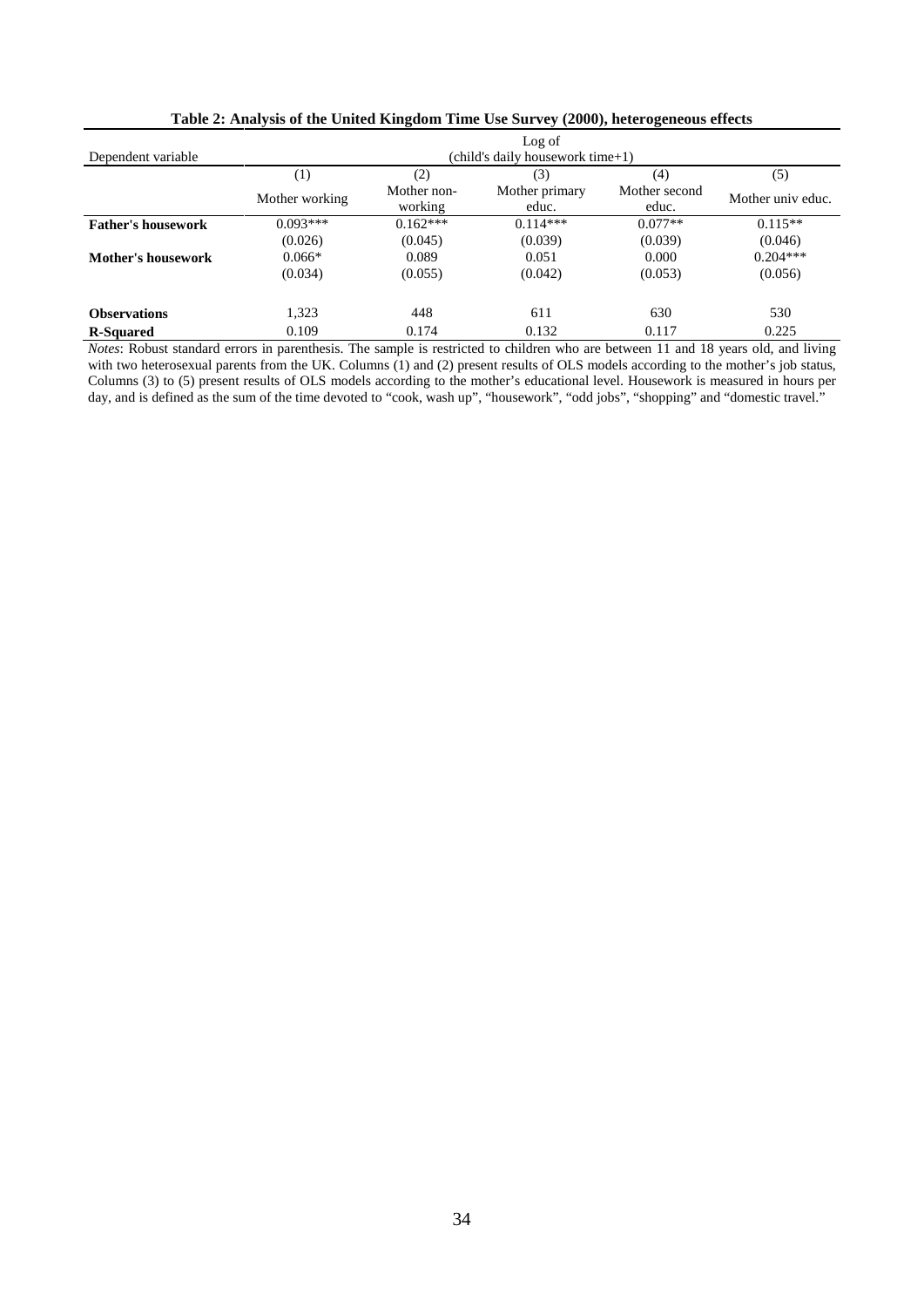**Table 2: Analysis of the United Kingdom Time Use Survey (2000), heterogeneous effects**

| Dependent variable | Log of (child's daily housework time+1) | | | | |
|---|---|---|---|---|---|
| | (1) | (2) | (3) | (4) | (5) |
| | Mother working | Mother non-working | Mother primary educ. | Mother second educ. | Mother univ educ. |
| **Father's housework** | 0.093*** | 0.162*** | 0.114*** | 0.077** | 0.115** |
| | (0.026) | (0.045) | (0.039) | (0.039) | (0.046) |
| **Mother's housework** | 0.066* | 0.089 | 0.051 | 0.000 | 0.204*** |
| | (0.034) | (0.055) | (0.042) | (0.053) | (0.056) |
| **Observations** | 1,323 | 448 | 611 | 630 | 530 |
| **R-Squared** | 0.109 | 0.174 | 0.132 | 0.117 | 0.225 |

*Notes*: Robust standard errors in parenthesis. The sample is restricted to children who are between 11 and 18 years old, and living with two heterosexual parents from the UK. Columns (1) and (2) present results of OLS models according to the mother's job status, Columns (3) to (5) present results of OLS models according to the mother's educational level. Housework is measured in hours per day, and is defined as the sum of the time devoted to "cook, wash up", "housework", "odd jobs", "shopping" and "domestic travel."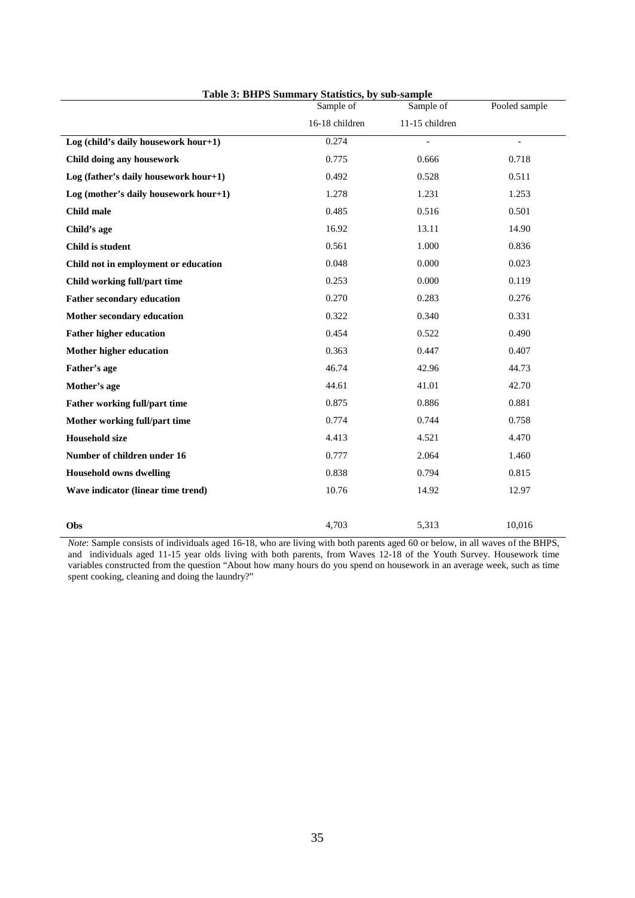**Table 3: BHPS Summary Statistics, by sub-sample**

| | Sample of 16-18 children | Sample of 11-15 children | Pooled sample |
|---|---|---|---|
| **Log (child's daily housework hour+1)** | 0.274 | - | - |
| **Child doing any housework** | 0.775 | 0.666 | 0.718 |
| **Log (father's daily housework hour+1)** | 0.492 | 0.528 | 0.511 |
| **Log (mother's daily housework hour+1)** | 1.278 | 1.231 | 1.253 |
| **Child male** | 0.485 | 0.516 | 0.501 |
| **Child's age** | 16.92 | 13.11 | 14.90 |
| **Child is student** | 0.561 | 1.000 | 0.836 |
| **Child not in employment or education** | 0.048 | 0.000 | 0.023 |
| **Child working full/part time** | 0.253 | 0.000 | 0.119 |
| **Father secondary education** | 0.270 | 0.283 | 0.276 |
| **Mother secondary education** | 0.322 | 0.340 | 0.331 |
| **Father higher education** | 0.454 | 0.522 | 0.490 |
| **Mother higher education** | 0.363 | 0.447 | 0.407 |
| **Father's age** | 46.74 | 42.96 | 44.73 |
| **Mother's age** | 44.61 | 41.01 | 42.70 |
| **Father working full/part time** | 0.875 | 0.886 | 0.881 |
| **Mother working full/part time** | 0.774 | 0.744 | 0.758 |
| **Household size** | 4.413 | 4.521 | 4.470 |
| **Number of children under 16** | 0.777 | 2.064 | 1.460 |
| **Household owns dwelling** | 0.838 | 0.794 | 0.815 |
| **Wave indicator (linear time trend)** | 10.76 | 14.92 | 12.97 |
| **Obs** | 4,703 | 5,313 | 10,016 |

*Note*: Sample consists of individuals aged 16-18, who are living with both parents aged 60 or below, in all waves of the BHPS, and individuals aged 11-15 year olds living with both parents, from Waves 12-18 of the Youth Survey. Housework time variables constructed from the question "About how many hours do you spend on housework in an average week, such as time spent cooking, cleaning and doing the laundry?"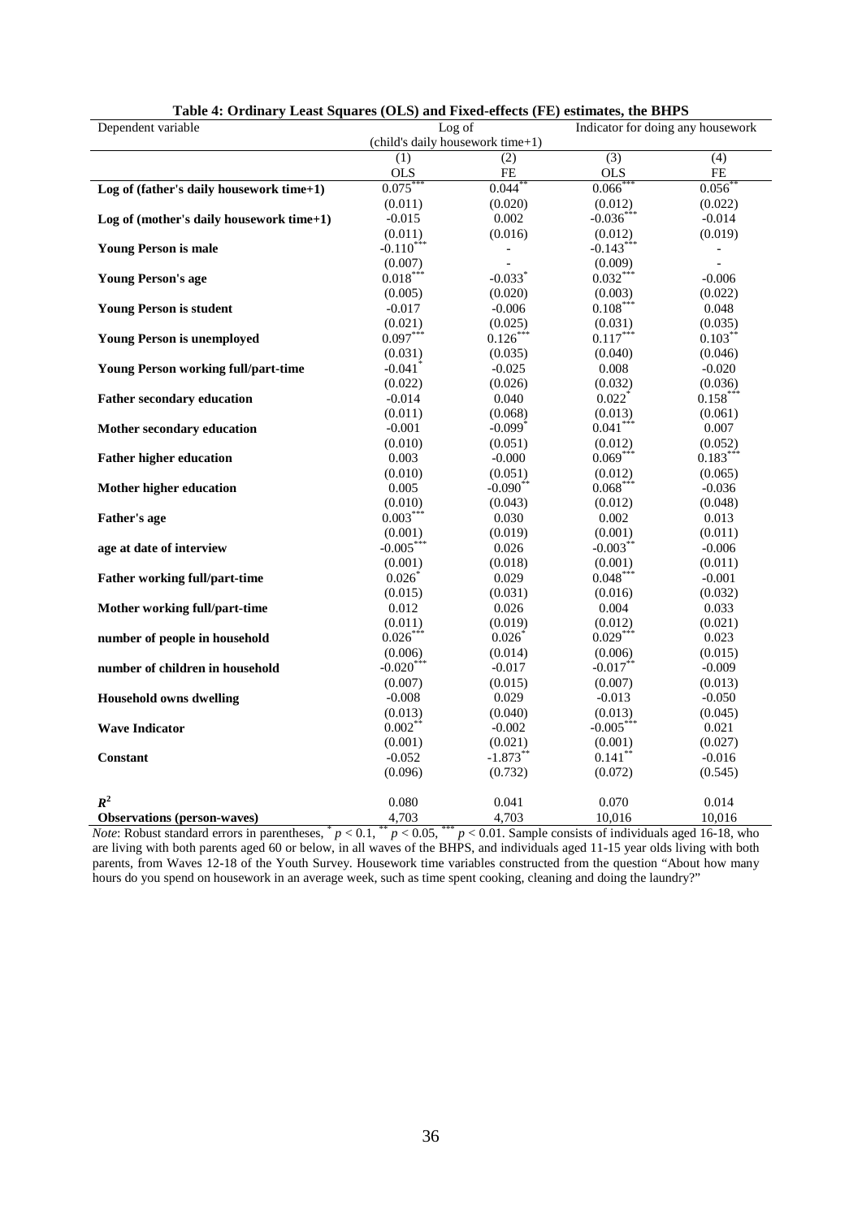**Table 4: Ordinary Least Squares (OLS) and Fixed-effects (FE) estimates, the BHPS**

| Dependent variable | Log of (child's daily housework time+1) | | Indicator for doing any housework | |
|---|---|---|---|---|
| | (1) | (2) | (3) | (4) |
| | OLS | FE | OLS | FE |
| **Log of (father's daily housework time+1)** | 0.075*** | 0.044** | 0.066*** | 0.056** |
| | (0.011) | (0.020) | (0.012) | (0.022) |
| **Log of (mother's daily housework time+1)** | -0.015 | 0.002 | -0.036*** | -0.014 |
| | (0.011) | (0.016) | (0.012) | (0.019) |
| **Young Person is male** | -0.110*** | - | -0.143*** | - |
| | (0.007) | - | (0.009) | - |
| **Young Person's age** | 0.018*** | -0.033* | 0.032*** | -0.006 |
| | (0.005) | (0.020) | (0.003) | (0.022) |
| **Young Person is student** | -0.017 | -0.006 | 0.108*** | 0.048 |
| | (0.021) | (0.025) | (0.031) | (0.035) |
| **Young Person is unemployed** | 0.097*** | 0.126*** | 0.117*** | 0.103** |
| | (0.031) | (0.035) | (0.040) | (0.046) |
| **Young Person working full/part-time** | -0.041* | -0.025 | 0.008 | -0.020 |
| | (0.022) | (0.026) | (0.032) | (0.036) |
| **Father secondary education** | -0.014 | 0.040 | 0.022* | 0.158*** |
| | (0.011) | (0.068) | (0.013) | (0.061) |
| **Mother secondary education** | -0.001 | -0.099* | 0.041*** | 0.007 |
| | (0.010) | (0.051) | (0.012) | (0.052) |
| **Father higher education** | 0.003 | -0.000 | 0.069*** | 0.183*** |
| | (0.010) | (0.051) | (0.012) | (0.065) |
| **Mother higher education** | 0.005 | -0.090** | 0.068*** | -0.036 |
| | (0.010) | (0.043) | (0.012) | (0.048) |
| **Father's age** | 0.003*** | 0.030 | 0.002 | 0.013 |
| | (0.001) | (0.019) | (0.001) | (0.011) |
| **age at date of interview** | -0.005*** | 0.026 | -0.003** | -0.006 |
| | (0.001) | (0.018) | (0.001) | (0.011) |
| **Father working full/part-time** | 0.026* | 0.029 | 0.048*** | -0.001 |
| | (0.015) | (0.031) | (0.016) | (0.032) |
| **Mother working full/part-time** | 0.012 | 0.026 | 0.004 | 0.033 |
| | (0.011) | (0.019) | (0.012) | (0.021) |
| **number of people in household** | 0.026*** | 0.026* | 0.029*** | 0.023 |
| | (0.006) | (0.014) | (0.006) | (0.015) |
| **number of children in household** | -0.020*** | -0.017 | -0.017** | -0.009 |
| | (0.007) | (0.015) | (0.007) | (0.013) |
| **Household owns dwelling** | -0.008 | 0.029 | -0.013 | -0.050 |
| | (0.013) | (0.040) | (0.013) | (0.045) |
| **Wave Indicator** | 0.002** | -0.002 | -0.005*** | 0.021 |
| | (0.001) | (0.021) | (0.001) | (0.027) |
| **Constant** | -0.052 | -1.873** | 0.141** | -0.016 |
| | (0.096) | (0.732) | (0.072) | (0.545) |
| $R^2$ | 0.080 | 0.041 | 0.070 | 0.014 |
| **Observations (person-waves)** | 4,703 | 4,703 | 10,016 | 10,016 |

*Note*: Robust standard errors in parentheses, * $p < 0.1$, ** $p < 0.05$, *** $p < 0.01$. Sample consists of individuals aged 16-18, who are living with both parents aged 60 or below, in all waves of the BHPS, and individuals aged 11-15 year olds living with both parents, from Waves 12-18 of the Youth Survey. Housework time variables constructed from the question "About how many hours do you spend on housework in an average week, such as time spent cooking, cleaning and doing the laundry?"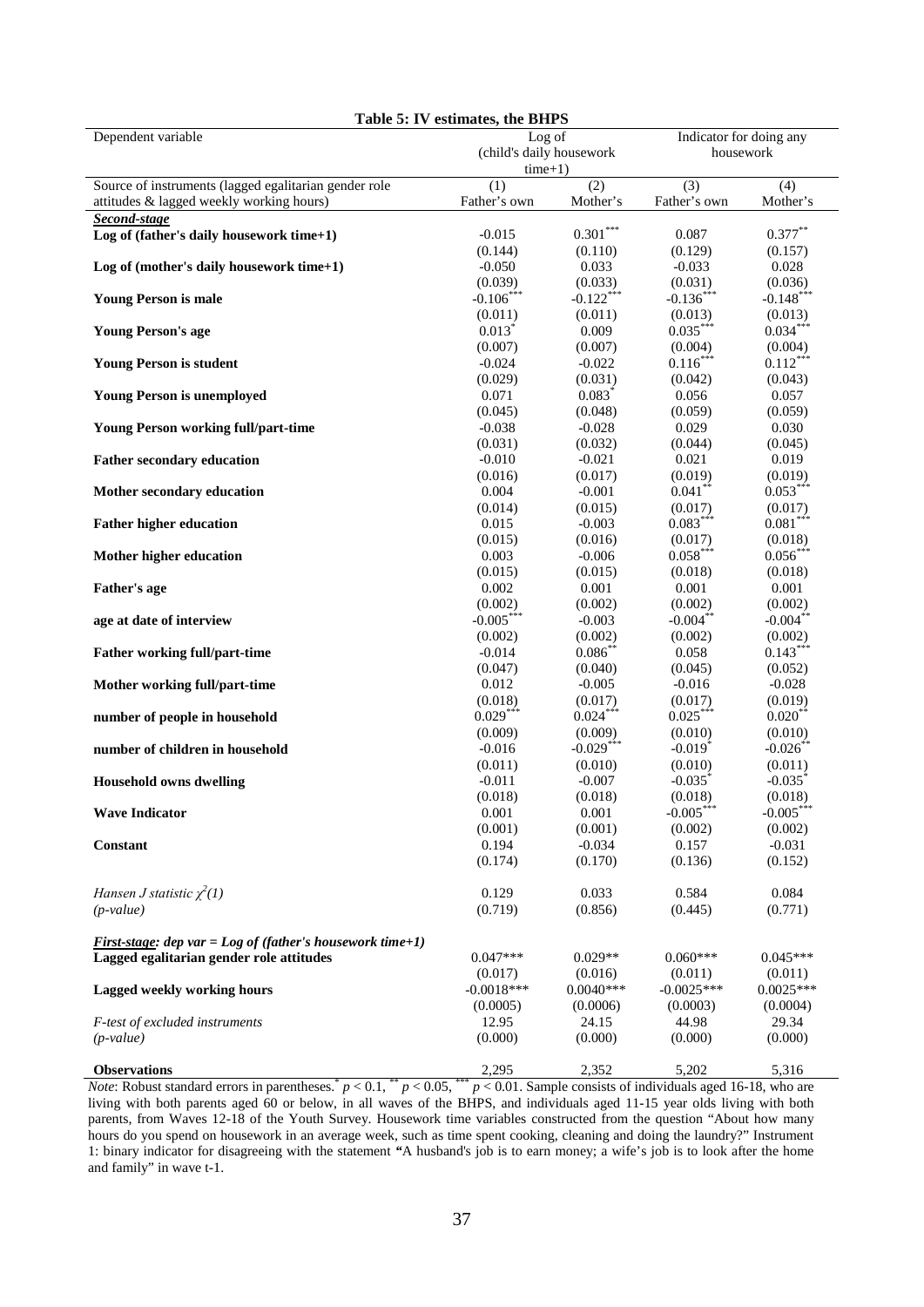**Table 5: IV estimates, the BHPS**

| Dependent variable | Log of (child's daily housework time+1) | | Indicator for doing any housework | |
|---|---|---|---|---|
| Source of instruments (lagged egalitarian gender role attitudes & lagged weekly working hours) | (1) Father's own | (2) Mother's | (3) Father's own | (4) Mother's |
| ***Second-stage*** | | | | |
| **Log of (father's daily housework time+1)** | -0.015 | 0.301*** | 0.087 | 0.377** |
| | (0.144) | (0.110) | (0.129) | (0.157) |
| **Log of (mother's daily housework time+1)** | -0.050 | 0.033 | -0.033 | 0.028 |
| | (0.039) | (0.033) | (0.031) | (0.036) |
| **Young Person is male** | -0.106*** | -0.122*** | -0.136*** | -0.148*** |
| | (0.011) | (0.011) | (0.013) | (0.013) |
| **Young Person's age** | 0.013* | 0.009 | 0.035*** | 0.034*** |
| | (0.007) | (0.007) | (0.004) | (0.004) |
| **Young Person is student** | -0.024 | -0.022 | 0.116*** | 0.112*** |
| | (0.029) | (0.031) | (0.042) | (0.043) |
| **Young Person is unemployed** | 0.071 | 0.083* | 0.056 | 0.057 |
| | (0.045) | (0.048) | (0.059) | (0.059) |
| **Young Person working full/part-time** | -0.038 | -0.028 | 0.029 | 0.030 |
| | (0.031) | (0.032) | (0.044) | (0.045) |
| **Father secondary education** | -0.010 | -0.021 | 0.021 | 0.019 |
| | (0.016) | (0.017) | (0.019) | (0.019) |
| **Mother secondary education** | 0.004 | -0.001 | 0.041** | 0.053*** |
| | (0.014) | (0.015) | (0.017) | (0.017) |
| **Father higher education** | 0.015 | -0.003 | 0.083*** | 0.081*** |
| | (0.015) | (0.016) | (0.017) | (0.018) |
| **Mother higher education** | 0.003 | -0.006 | 0.058*** | 0.056*** |
| | (0.015) | (0.015) | (0.018) | (0.018) |
| **Father's age** | 0.002 | 0.001 | 0.001 | 0.001 |
| | (0.002) | (0.002) | (0.002) | (0.002) |
| **age at date of interview** | -0.005*** | -0.003 | -0.004** | -0.004** |
| | (0.002) | (0.002) | (0.002) | (0.002) |
| **Father working full/part-time** | -0.014 | 0.086** | 0.058 | 0.143*** |
| | (0.047) | (0.040) | (0.045) | (0.052) |
| **Mother working full/part-time** | 0.012 | -0.005 | -0.016 | -0.028 |
| | (0.018) | (0.017) | (0.017) | (0.019) |
| **number of people in household** | 0.029*** | 0.024*** | 0.025*** | 0.020** |
| | (0.009) | (0.009) | (0.010) | (0.010) |
| **number of children in household** | -0.016 | -0.029*** | -0.019* | -0.026** |
| | (0.011) | (0.010) | (0.010) | (0.011) |
| **Household owns dwelling** | -0.011 | -0.007 | -0.035* | -0.035* |
| | (0.018) | (0.018) | (0.018) | (0.018) |
| **Wave Indicator** | 0.001 | 0.001 | -0.005*** | -0.005*** |
| | (0.001) | (0.001) | (0.002) | (0.002) |
| **Constant** | 0.194 | -0.034 | 0.157 | -0.031 |
| | (0.174) | (0.170) | (0.136) | (0.152) |
| *Hansen J statistic $\chi^2(1)$* | 0.129 | 0.033 | 0.584 | 0.084 |
| *(p-value)* | (0.719) | (0.856) | (0.445) | (0.771) |
| ***First-stage**: dep var = Log of (father's housework time+1)* | | | | |
| **Lagged egalitarian gender role attitudes** | 0.047*** | 0.029** | 0.060*** | 0.045*** |
| | (0.017) | (0.016) | (0.011) | (0.011) |
| **Lagged weekly working hours** | -0.0018*** | 0.0040*** | -0.0025*** | 0.0025*** |
| | (0.0005) | (0.0006) | (0.0003) | (0.0004) |
| *F-test of excluded instruments* | 12.95 | 24.15 | 44.98 | 29.34 |
| *(p-value)* | (0.000) | (0.000) | (0.000) | (0.000) |
| **Observations** | 2,295 | 2,352 | 5,202 | 5,316 |

*Note*: Robust standard errors in parentheses. * $p < 0.1$, ** $p < 0.05$, *** $p < 0.01$. Sample consists of individuals aged 16-18, who are living with both parents aged 60 or below, in all waves of the BHPS, and individuals aged 11-15 year olds living with both parents, from Waves 12-18 of the Youth Survey. Housework time variables constructed from the question "About how many hours do you spend on housework in an average week, such as time spent cooking, cleaning and doing the laundry?" Instrument 1: binary indicator for disagreeing with the statement **"**A husband's job is to earn money; a wife's job is to look after the home and family" in wave t-1.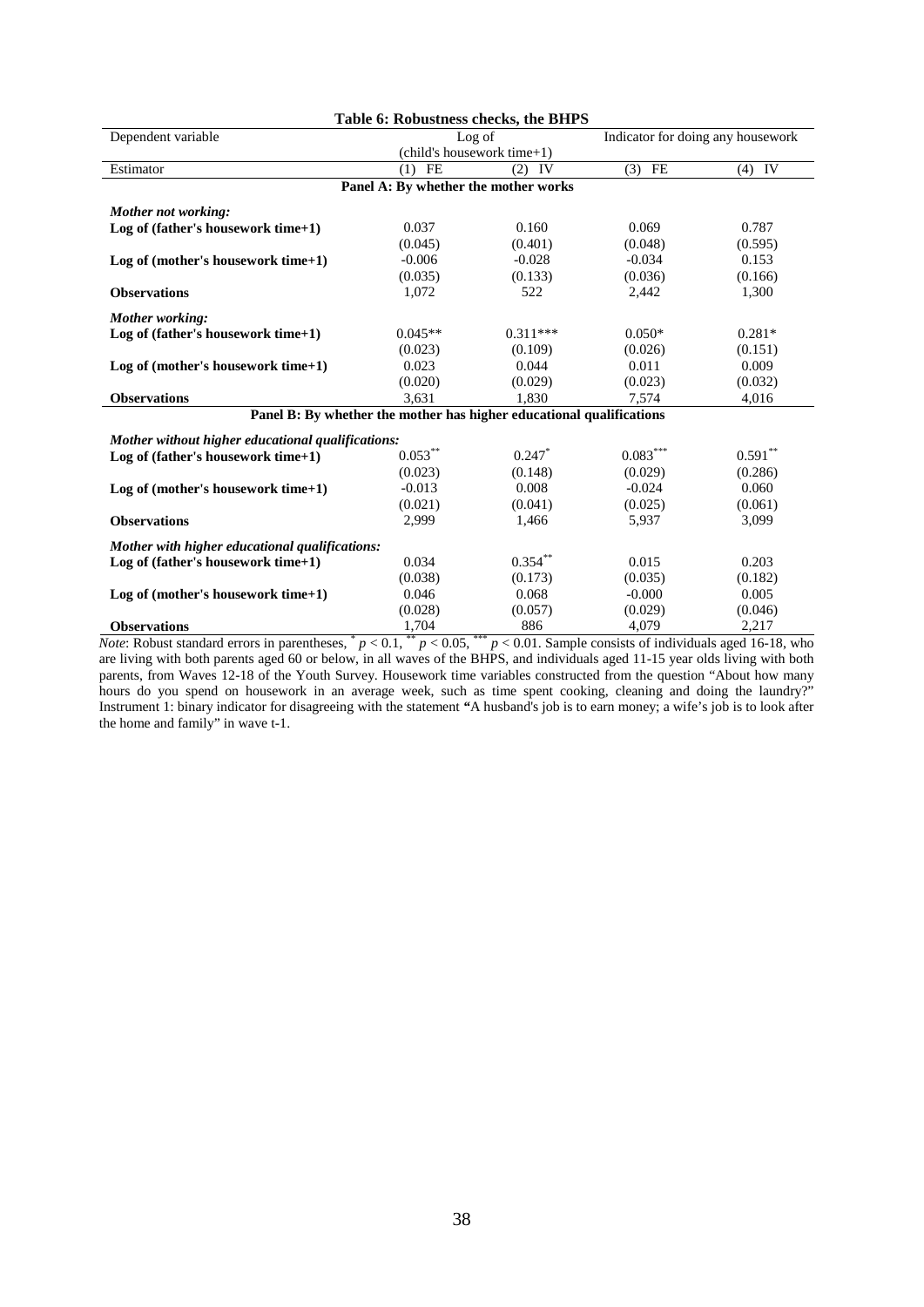**Table 6: Robustness checks, the BHPS**

| Dependent variable | Log of (child's housework time+1) | | Indicator for doing any housework | |
|---|---|---|---|---|
| Estimator | (1) FE | (2) IV | (3) FE | (4) IV |
| **Panel A: By whether the mother works** | | | | |
| ***Mother not working:*** | | | | |
| **Log of (father's housework time+1)** | 0.037 | 0.160 | 0.069 | 0.787 |
| | (0.045) | (0.401) | (0.048) | (0.595) |
| **Log of (mother's housework time+1)** | -0.006 | -0.028 | -0.034 | 0.153 |
| | (0.035) | (0.133) | (0.036) | (0.166) |
| **Observations** | 1,072 | 522 | 2,442 | 1,300 |
| ***Mother working:*** | | | | |
| **Log of (father's housework time+1)** | 0.045** | 0.311*** | 0.050* | 0.281* |
| | (0.023) | (0.109) | (0.026) | (0.151) |
| **Log of (mother's housework time+1)** | 0.023 | 0.044 | 0.011 | 0.009 |
| | (0.020) | (0.029) | (0.023) | (0.032) |
| **Observations** | 3,631 | 1,830 | 7,574 | 4,016 |
| **Panel B: By whether the mother has higher educational qualifications** | | | | |
| ***Mother without higher educational qualifications:*** | | | | |
| **Log of (father's housework time+1)** | 0.053** | 0.247* | 0.083*** | 0.591** |
| | (0.023) | (0.148) | (0.029) | (0.286) |
| **Log of (mother's housework time+1)** | -0.013 | 0.008 | -0.024 | 0.060 |
| | (0.021) | (0.041) | (0.025) | (0.061) |
| **Observations** | 2,999 | 1,466 | 5,937 | 3,099 |
| ***Mother with higher educational qualifications:*** | | | | |
| **Log of (father's housework time+1)** | 0.034 | 0.354** | 0.015 | 0.203 |
| | (0.038) | (0.173) | (0.035) | (0.182) |
| **Log of (mother's housework time+1)** | 0.046 | 0.068 | -0.000 | 0.005 |
| | (0.028) | (0.057) | (0.029) | (0.046) |
| **Observations** | 1,704 | 886 | 4,079 | 2,217 |

*Note*: Robust standard errors in parentheses, * $p < 0.1$, ** $p < 0.05$, *** $p < 0.01$. Sample consists of individuals aged 16-18, who are living with both parents aged 60 or below, in all waves of the BHPS, and individuals aged 11-15 year olds living with both parents, from Waves 12-18 of the Youth Survey. Housework time variables constructed from the question "About how many hours do you spend on housework in an average week, such as time spent cooking, cleaning and doing the laundry?" Instrument 1: binary indicator for disagreeing with the statement "A husband's job is to earn money; a wife's job is to look after the home and family" in wave t-1.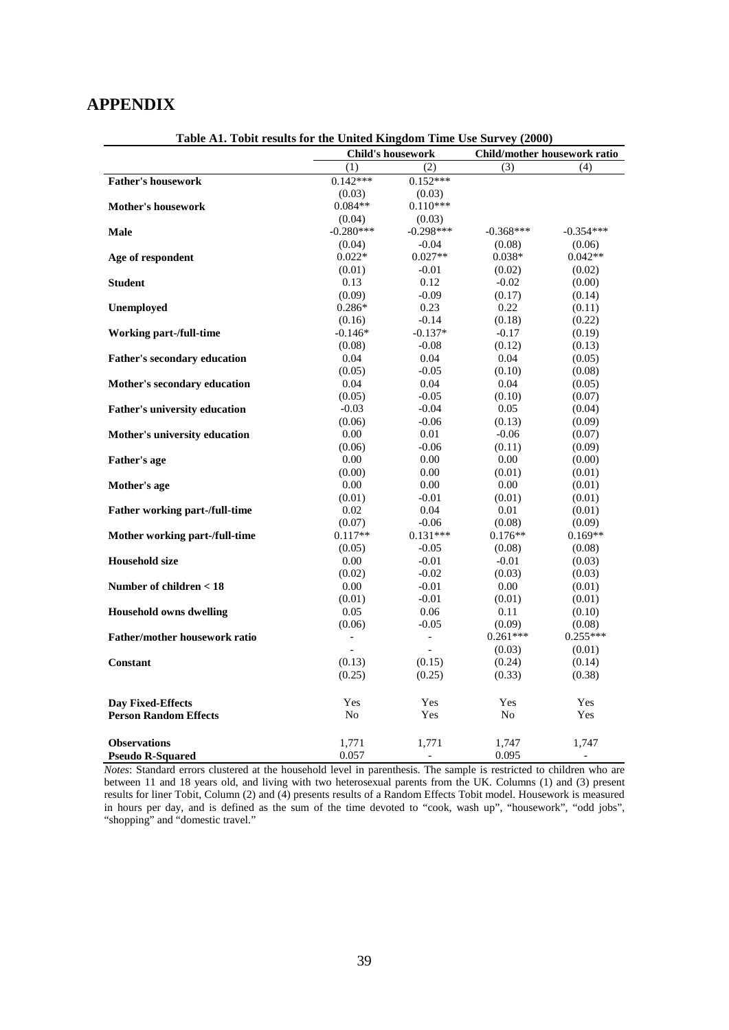# APPENDIX

**Table A1. Tobit results for the United Kingdom Time Use Survey (2000)**

| | Child's housework | | Child/mother housework ratio | |
|---|---|---|---|---|
| | (1) | (2) | (3) | (4) |
| **Father's housework** | 0.142*** | 0.152*** | | |
| | (0.03) | (0.03) | | |
| **Mother's housework** | 0.084** | 0.110*** | | |
| | (0.04) | (0.03) | | |
| **Male** | -0.280*** | -0.298*** | -0.368*** | -0.354*** |
| | (0.04) | -0.04 | (0.08) | (0.06) |
| **Age of respondent** | 0.022* | 0.027** | 0.038* | 0.042** |
| | (0.01) | -0.01 | (0.02) | (0.02) |
| **Student** | 0.13 | 0.12 | -0.02 | (0.00) |
| | (0.09) | -0.09 | (0.17) | (0.14) |
| **Unemployed** | 0.286* | 0.23 | 0.22 | (0.11) |
| | (0.16) | -0.14 | (0.18) | (0.22) |
| **Working part-/full-time** | -0.146* | -0.137* | -0.17 | (0.19) |
| | (0.08) | -0.08 | (0.12) | (0.13) |
| **Father's secondary education** | 0.04 | 0.04 | 0.04 | (0.05) |
| | (0.05) | -0.05 | (0.10) | (0.08) |
| **Mother's secondary education** | 0.04 | 0.04 | 0.04 | (0.05) |
| | (0.05) | -0.05 | (0.10) | (0.07) |
| **Father's university education** | -0.03 | -0.04 | 0.05 | (0.04) |
| | (0.06) | -0.06 | (0.13) | (0.09) |
| **Mother's university education** | 0.00 | 0.01 | -0.06 | (0.07) |
| | (0.06) | -0.06 | (0.11) | (0.09) |
| **Father's age** | 0.00 | 0.00 | 0.00 | (0.00) |
| | (0.00) | 0.00 | (0.01) | (0.01) |
| **Mother's age** | 0.00 | 0.00 | 0.00 | (0.01) |
| | (0.01) | -0.01 | (0.01) | (0.01) |
| **Father working part-/full-time** | 0.02 | 0.04 | 0.01 | (0.01) |
| | (0.07) | -0.06 | (0.08) | (0.09) |
| **Mother working part-/full-time** | 0.117** | 0.131*** | 0.176** | 0.169** |
| | (0.05) | -0.05 | (0.08) | (0.08) |
| **Household size** | 0.00 | -0.01 | -0.01 | (0.03) |
| | (0.02) | -0.02 | (0.03) | (0.03) |
| **Number of children < 18** | 0.00 | -0.01 | 0.00 | (0.01) |
| | (0.01) | -0.01 | (0.01) | (0.01) |
| **Household owns dwelling** | 0.05 | 0.06 | 0.11 | (0.10) |
| | (0.06) | -0.05 | (0.09) | (0.08) |
| **Father/mother housework ratio** | - | - | 0.261*** | 0.255*** |
| | - | - | (0.03) | (0.01) |
| **Constant** | (0.13) | (0.15) | (0.24) | (0.14) |
| | (0.25) | (0.25) | (0.33) | (0.38) |
| | | | | |
| **Day Fixed-Effects** | Yes | Yes | Yes | Yes |
| **Person Random Effects** | No | Yes | No | Yes |
| | | | | |
| **Observations** | 1,771 | 1,771 | 1,747 | 1,747 |
| **Pseudo R-Squared** | 0.057 | - | 0.095 | - |

*Notes*: Standard errors clustered at the household level in parenthesis. The sample is restricted to children who are between 11 and 18 years old, and living with two heterosexual parents from the UK. Columns (1) and (3) present results for liner Tobit, Column (2) and (4) presents results of a Random Effects Tobit model. Housework is measured in hours per day, and is defined as the sum of the time devoted to "cook, wash up", "housework", "odd jobs", "shopping" and "domestic travel."